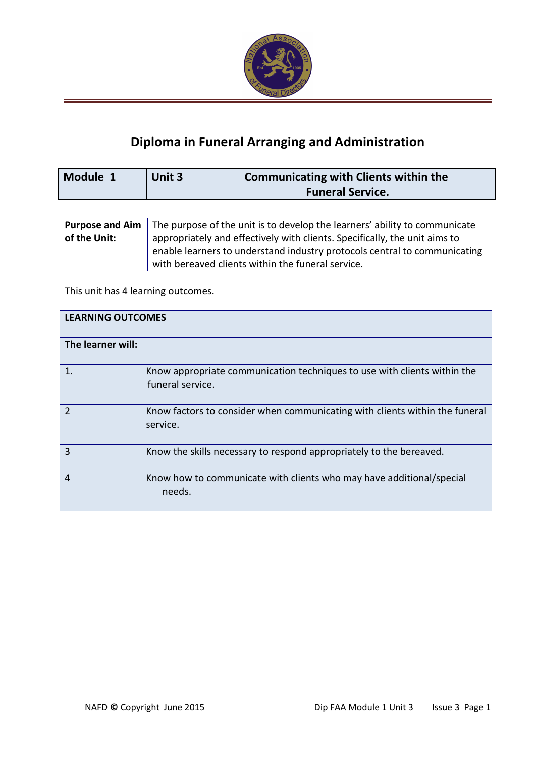# Diploma in Funeral Arranging and Administration

| Module 1 | Unit 3 | Communicating with Clients within the Funeral Service. |
|---|---|---|

| **Purpose and Aim of the Unit:** | The purpose of the unit is to develop the learners' ability to communicate appropriately and effectively with clients. Specifically, the unit aims to enable learners to understand industry protocols central to communicating with bereaved clients within the funeral service. |
|---|---|

This unit has 4 learning outcomes.

| **LEARNING OUTCOMES** | |
|---|---|
| **The learner will:** | |
| 1. | Know appropriate communication techniques to use with clients within the funeral service. |
| 2 | Know factors to consider when communicating with clients within the funeral service. |
| 3 | Know the skills necessary to respond appropriately to the bereaved. |
| 4 | Know how to communicate with clients who may have additional/special needs. |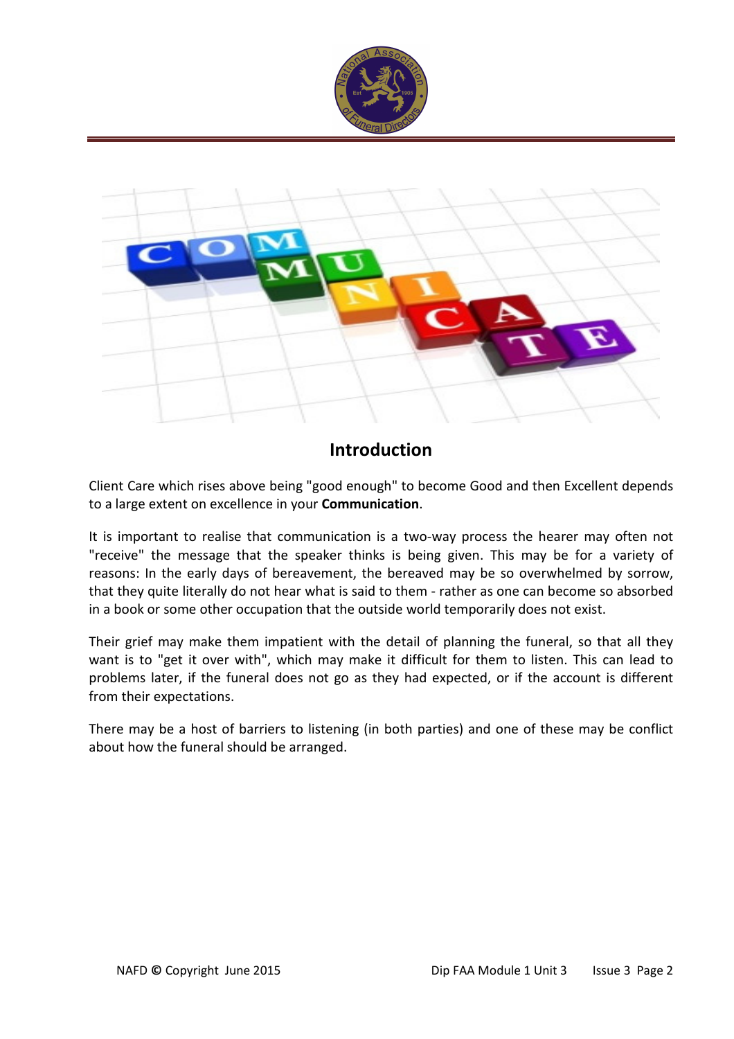## Introduction

Client Care which rises above being "good enough" to become Good and then Excellent depends to a large extent on excellence in your **Communication**.

It is important to realise that communication is a two-way process the hearer may often not "receive" the message that the speaker thinks is being given. This may be for a variety of reasons: In the early days of bereavement, the bereaved may be so overwhelmed by sorrow, that they quite literally do not hear what is said to them - rather as one can become so absorbed in a book or some other occupation that the outside world temporarily does not exist.

Their grief may make them impatient with the detail of planning the funeral, so that all they want is to "get it over with", which may make it difficult for them to listen. This can lead to problems later, if the funeral does not go as they had expected, or if the account is different from their expectations.

There may be a host of barriers to listening (in both parties) and one of these may be conflict about how the funeral should be arranged.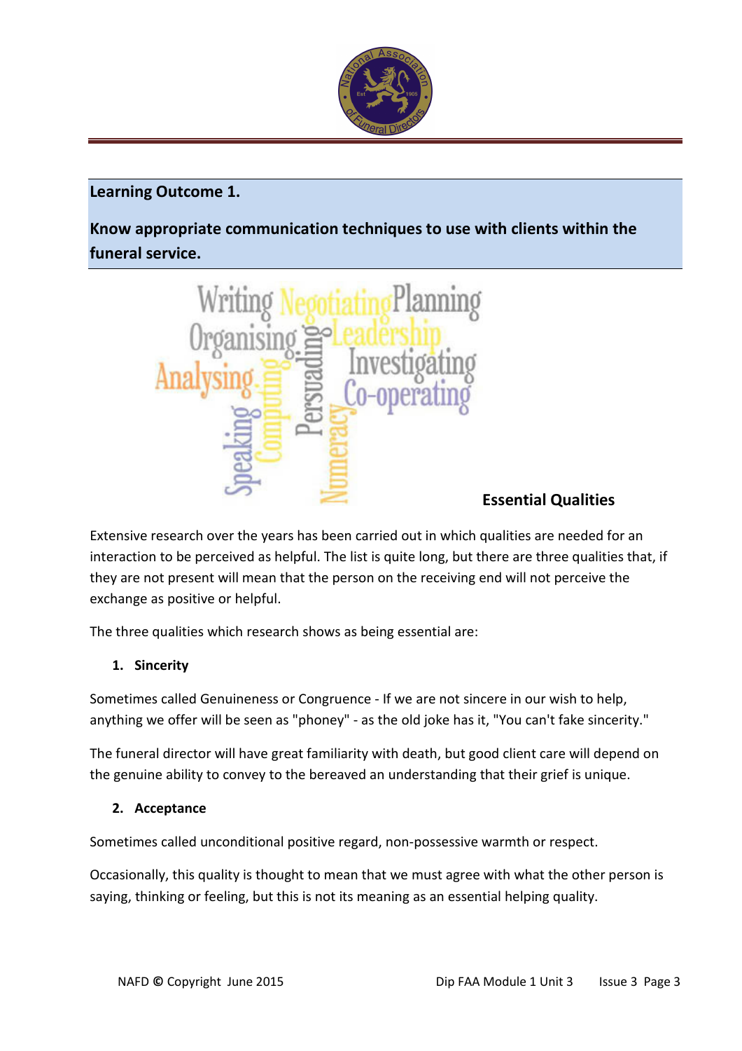## Learning Outcome 1.

**Know appropriate communication techniques to use with clients within the funeral service.**

### Essential Qualities

Extensive research over the years has been carried out in which qualities are needed for an interaction to be perceived as helpful. The list is quite long, but there are three qualities that, if they are not present will mean that the person on the receiving end will not perceive the exchange as positive or helpful.

The three qualities which research shows as being essential are:

1. **Sincerity**

Sometimes called Genuineness or Congruence - If we are not sincere in our wish to help, anything we offer will be seen as "phoney" - as the old joke has it, "You can't fake sincerity."

The funeral director will have great familiarity with death, but good client care will depend on the genuine ability to convey to the bereaved an understanding that their grief is unique.

2. **Acceptance**

Sometimes called unconditional positive regard, non-possessive warmth or respect.

Occasionally, this quality is thought to mean that we must agree with what the other person is saying, thinking or feeling, but this is not its meaning as an essential helping quality.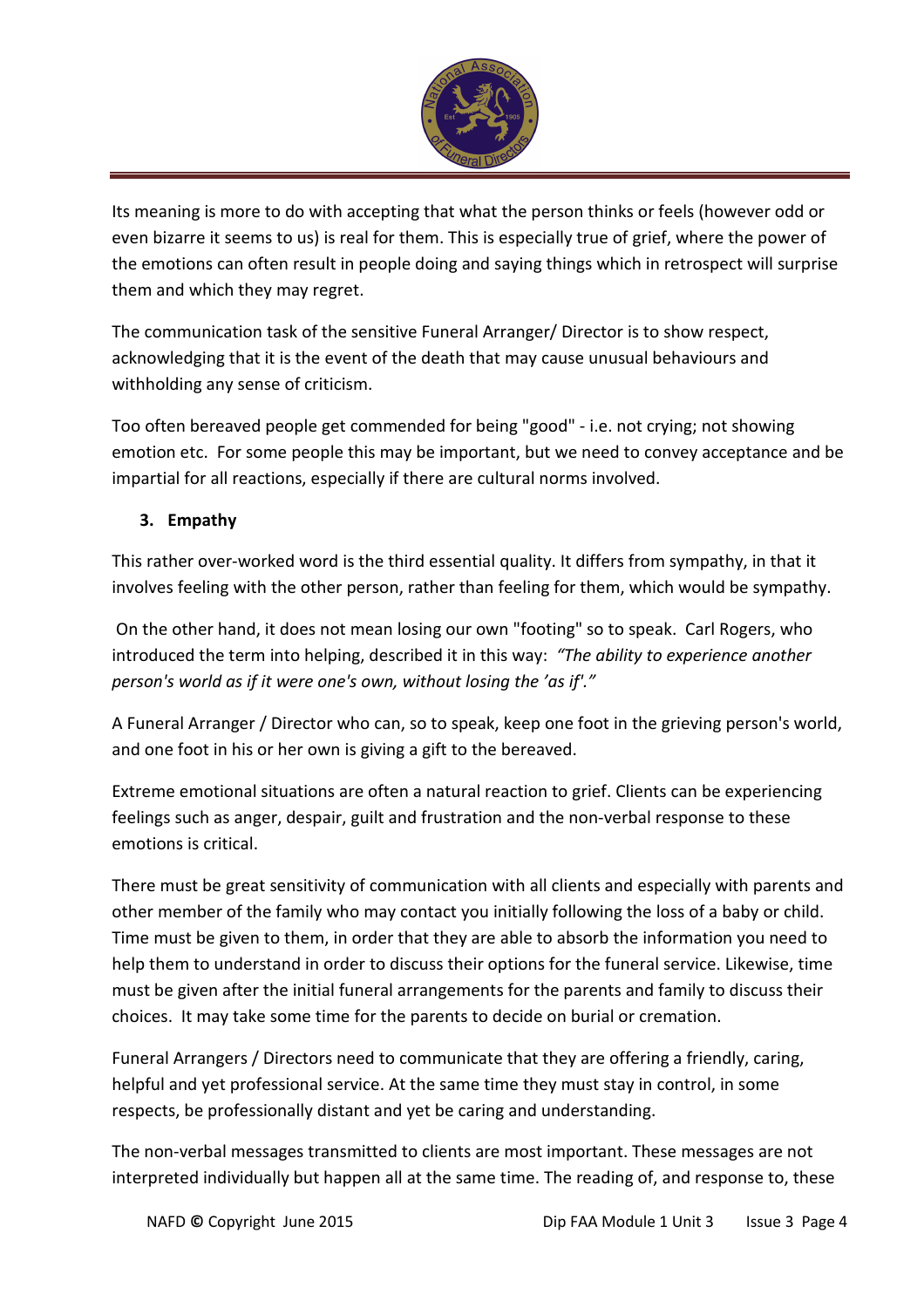Its meaning is more to do with accepting that what the person thinks or feels (however odd or even bizarre it seems to us) is real for them. This is especially true of grief, where the power of the emotions can often result in people doing and saying things which in retrospect will surprise them and which they may regret.

The communication task of the sensitive Funeral Arranger/ Director is to show respect, acknowledging that it is the event of the death that may cause unusual behaviours and withholding any sense of criticism.

Too often bereaved people get commended for being "good" - i.e. not crying; not showing emotion etc. For some people this may be important, but we need to convey acceptance and be impartial for all reactions, especially if there are cultural norms involved.

3. **Empathy**

This rather over-worked word is the third essential quality. It differs from sympathy, in that it involves feeling with the other person, rather than feeling for them, which would be sympathy.

On the other hand, it does not mean losing our own "footing" so to speak. Carl Rogers, who introduced the term into helping, described it in this way: *"The ability to experience another person's world as if it were one's own, without losing the 'as if'."*

A Funeral Arranger / Director who can, so to speak, keep one foot in the grieving person's world, and one foot in his or her own is giving a gift to the bereaved.

Extreme emotional situations are often a natural reaction to grief. Clients can be experiencing feelings such as anger, despair, guilt and frustration and the non-verbal response to these emotions is critical.

There must be great sensitivity of communication with all clients and especially with parents and other member of the family who may contact you initially following the loss of a baby or child. Time must be given to them, in order that they are able to absorb the information you need to help them to understand in order to discuss their options for the funeral service. Likewise, time must be given after the initial funeral arrangements for the parents and family to discuss their choices. It may take some time for the parents to decide on burial or cremation.

Funeral Arrangers / Directors need to communicate that they are offering a friendly, caring, helpful and yet professional service. At the same time they must stay in control, in some respects, be professionally distant and yet be caring and understanding.

The non-verbal messages transmitted to clients are most important. These messages are not interpreted individually but happen all at the same time. The reading of, and response to, these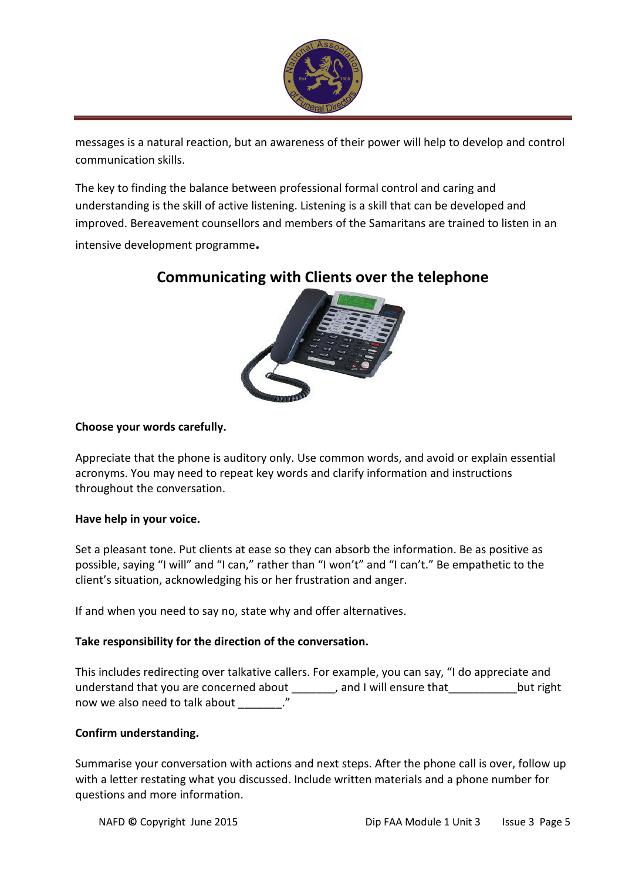messages is a natural reaction, but an awareness of their power will help to develop and control communication skills.

The key to finding the balance between professional formal control and caring and understanding is the skill of active listening. Listening is a skill that can be developed and improved. Bereavement counsellors and members of the Samaritans are trained to listen in an intensive development programme.

## Communicating with Clients over the telephone

**Choose your words carefully.**

Appreciate that the phone is auditory only. Use common words, and avoid or explain essential acronyms. You may need to repeat key words and clarify information and instructions throughout the conversation.

**Have help in your voice.**

Set a pleasant tone. Put clients at ease so they can absorb the information. Be as positive as possible, saying "I will" and "I can," rather than "I won't" and "I can't." Be empathetic to the client's situation, acknowledging his or her frustration and anger.

If and when you need to say no, state why and offer alternatives.

**Take responsibility for the direction of the conversation.**

This includes redirecting over talkative callers. For example, you can say, "I do appreciate and understand that you are concerned about _______, and I will ensure that___________but right now we also need to talk about _______."

**Confirm understanding.**

Summarise your conversation with actions and next steps. After the phone call is over, follow up with a letter restating what you discussed. Include written materials and a phone number for questions and more information.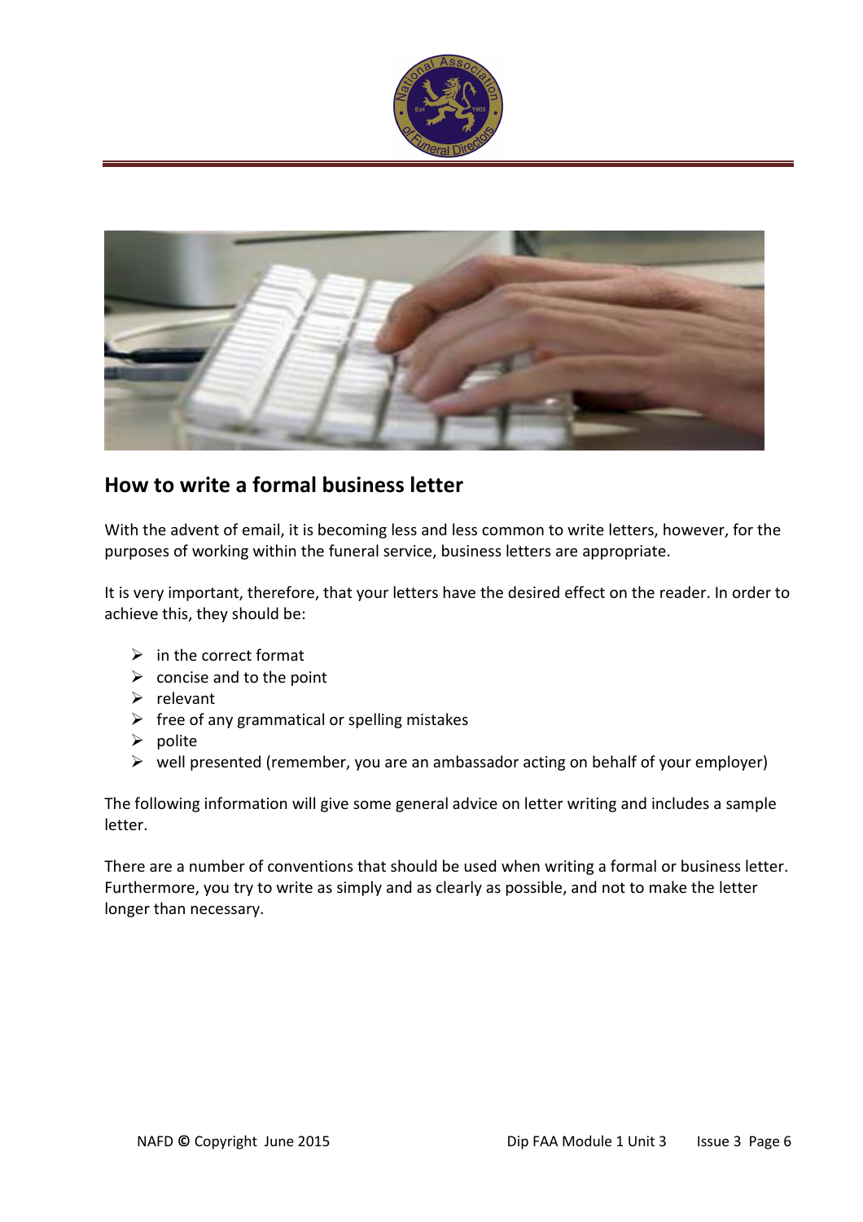## How to write a formal business letter

With the advent of email, it is becoming less and less common to write letters, however, for the purposes of working within the funeral service, business letters are appropriate.

It is very important, therefore, that your letters have the desired effect on the reader. In order to achieve this, they should be:

- in the correct format
- concise and to the point
- relevant
- free of any grammatical or spelling mistakes
- polite
- well presented (remember, you are an ambassador acting on behalf of your employer)

The following information will give some general advice on letter writing and includes a sample letter.

There are a number of conventions that should be used when writing a formal or business letter. Furthermore, you try to write as simply and as clearly as possible, and not to make the letter longer than necessary.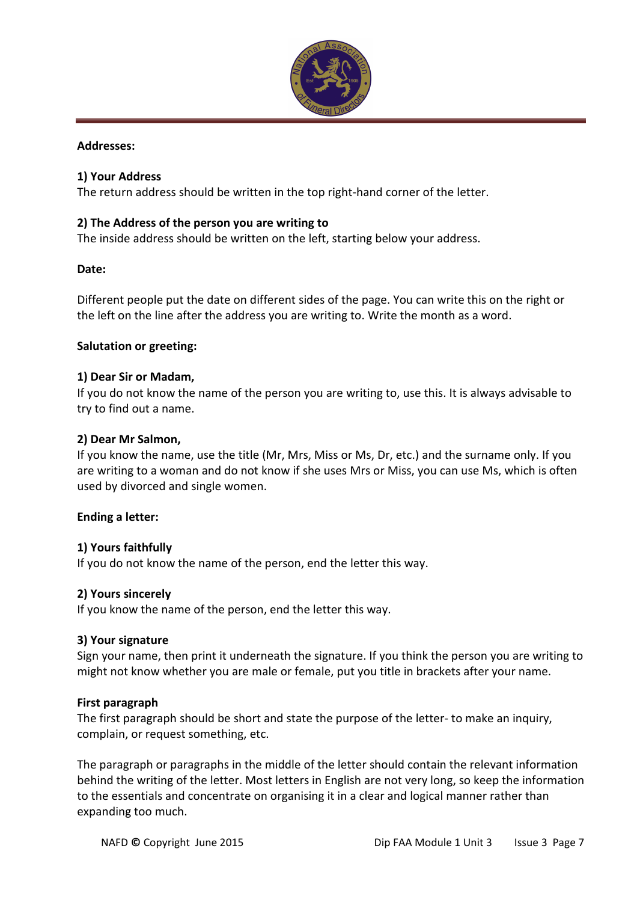**Addresses:**

**1) Your Address**
The return address should be written in the top right-hand corner of the letter.

**2) The Address of the person you are writing to**
The inside address should be written on the left, starting below your address.

**Date:**

Different people put the date on different sides of the page. You can write this on the right or the left on the line after the address you are writing to. Write the month as a word.

**Salutation or greeting:**

**1) Dear Sir or Madam,**
If you do not know the name of the person you are writing to, use this. It is always advisable to try to find out a name.

**2) Dear Mr Salmon,**
If you know the name, use the title (Mr, Mrs, Miss or Ms, Dr, etc.) and the surname only. If you are writing to a woman and do not know if she uses Mrs or Miss, you can use Ms, which is often used by divorced and single women.

**Ending a letter:**

**1) Yours faithfully**
If you do not know the name of the person, end the letter this way.

**2) Yours sincerely**
If you know the name of the person, end the letter this way.

**3) Your signature**
Sign your name, then print it underneath the signature. If you think the person you are writing to might not know whether you are male or female, put you title in brackets after your name.

**First paragraph**
The first paragraph should be short and state the purpose of the letter- to make an inquiry, complain, or request something, etc.

The paragraph or paragraphs in the middle of the letter should contain the relevant information behind the writing of the letter. Most letters in English are not very long, so keep the information to the essentials and concentrate on organising it in a clear and logical manner rather than expanding too much.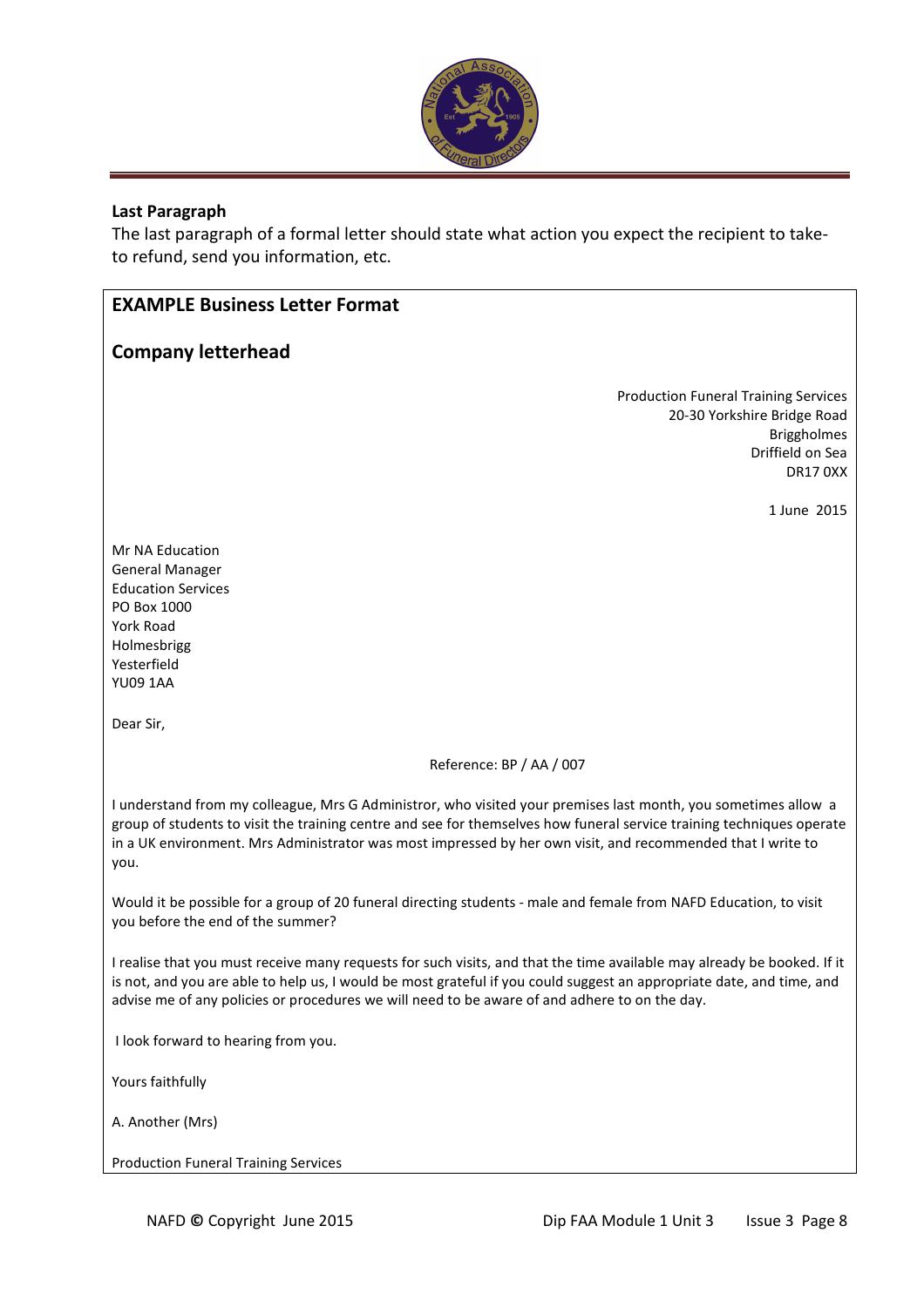### Last Paragraph

The last paragraph of a formal letter should state what action you expect the recipient to take- to refund, send you information, etc.

---

**EXAMPLE Business Letter Format**

**Company letterhead**

Production Funeral Training Services
20-30 Yorkshire Bridge Road
Briggholmes
Driffield on Sea
DR17 0XX

1 June 2015

Mr NA Education
General Manager
Education Services
PO Box 1000
York Road
Holmesbrigg
Yesterfield
YU09 1AA

Dear Sir,

Reference: BP / AA / 007

I understand from my colleague, Mrs G Administror, who visited your premises last month, you sometimes allow a group of students to visit the training centre and see for themselves how funeral service training techniques operate in a UK environment. Mrs Administrator was most impressed by her own visit, and recommended that I write to you.

Would it be possible for a group of 20 funeral directing students - male and female from NAFD Education, to visit you before the end of the summer?

I realise that you must receive many requests for such visits, and that the time available may already be booked. If it is not, and you are able to help us, I would be most grateful if you could suggest an appropriate date, and time, and advise me of any policies or procedures we will need to be aware of and adhere to on the day.

I look forward to hearing from you.

Yours faithfully

A. Another (Mrs)

Production Funeral Training Services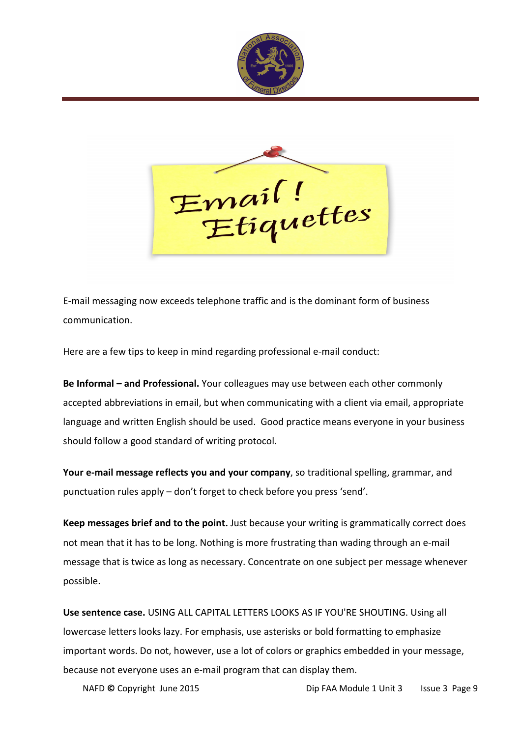# Email! Etiquettes

E-mail messaging now exceeds telephone traffic and is the dominant form of business communication.

Here are a few tips to keep in mind regarding professional e-mail conduct:

**Be Informal – and Professional.** Your colleagues may use between each other commonly accepted abbreviations in email, but when communicating with a client via email, appropriate language and written English should be used. Good practice means everyone in your business should follow a good standard of writing protocol.

**Your e-mail message reflects you and your company**, so traditional spelling, grammar, and punctuation rules apply – don't forget to check before you press 'send'.

**Keep messages brief and to the point.** Just because your writing is grammatically correct does not mean that it has to be long. Nothing is more frustrating than wading through an e-mail message that is twice as long as necessary. Concentrate on one subject per message whenever possible.

**Use sentence case.** USING ALL CAPITAL LETTERS LOOKS AS IF YOU'RE SHOUTING. Using all lowercase letters looks lazy. For emphasis, use asterisks or bold formatting to emphasize important words. Do not, however, use a lot of colors or graphics embedded in your message, because not everyone uses an e-mail program that can display them.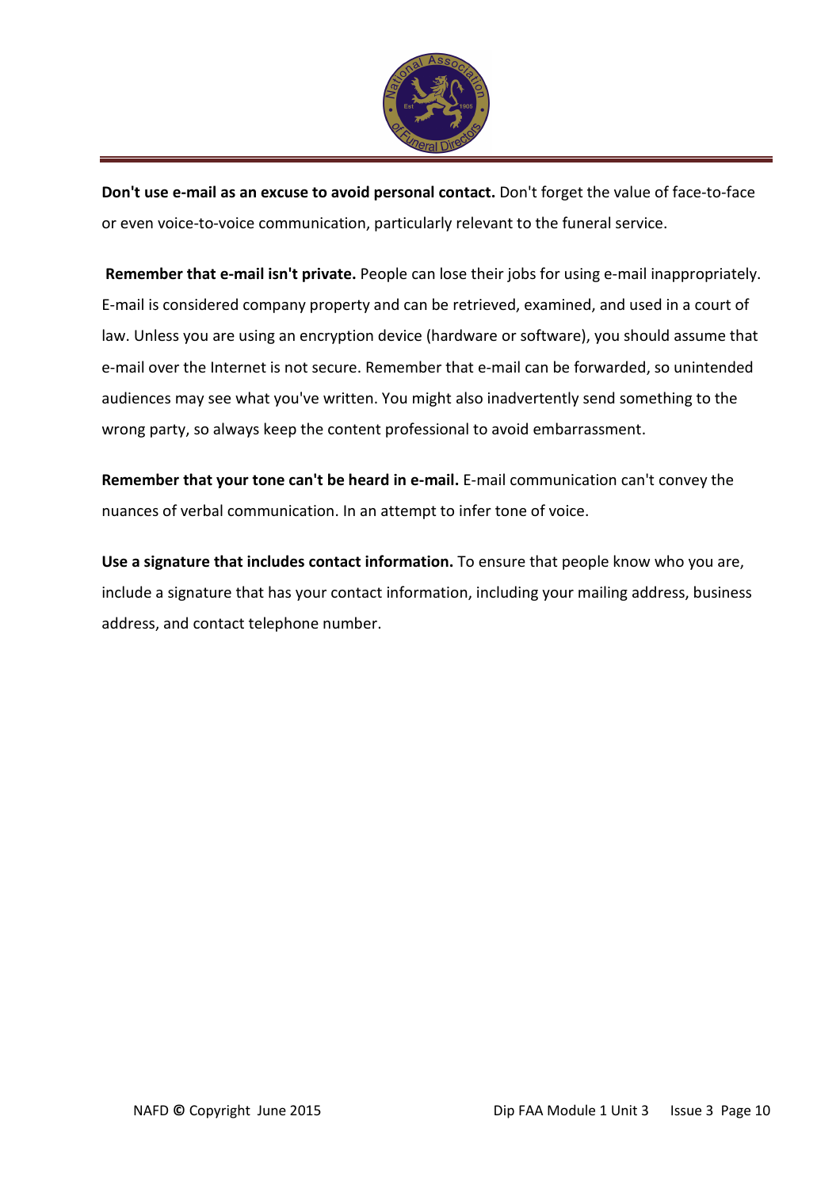**Don't use e-mail as an excuse to avoid personal contact.** Don't forget the value of face-to-face or even voice-to-voice communication, particularly relevant to the funeral service.

**Remember that e-mail isn't private.** People can lose their jobs for using e-mail inappropriately. E-mail is considered company property and can be retrieved, examined, and used in a court of law. Unless you are using an encryption device (hardware or software), you should assume that e-mail over the Internet is not secure. Remember that e-mail can be forwarded, so unintended audiences may see what you've written. You might also inadvertently send something to the wrong party, so always keep the content professional to avoid embarrassment.

**Remember that your tone can't be heard in e-mail.** E-mail communication can't convey the nuances of verbal communication. In an attempt to infer tone of voice.

**Use a signature that includes contact information.** To ensure that people know who you are, include a signature that has your contact information, including your mailing address, business address, and contact telephone number.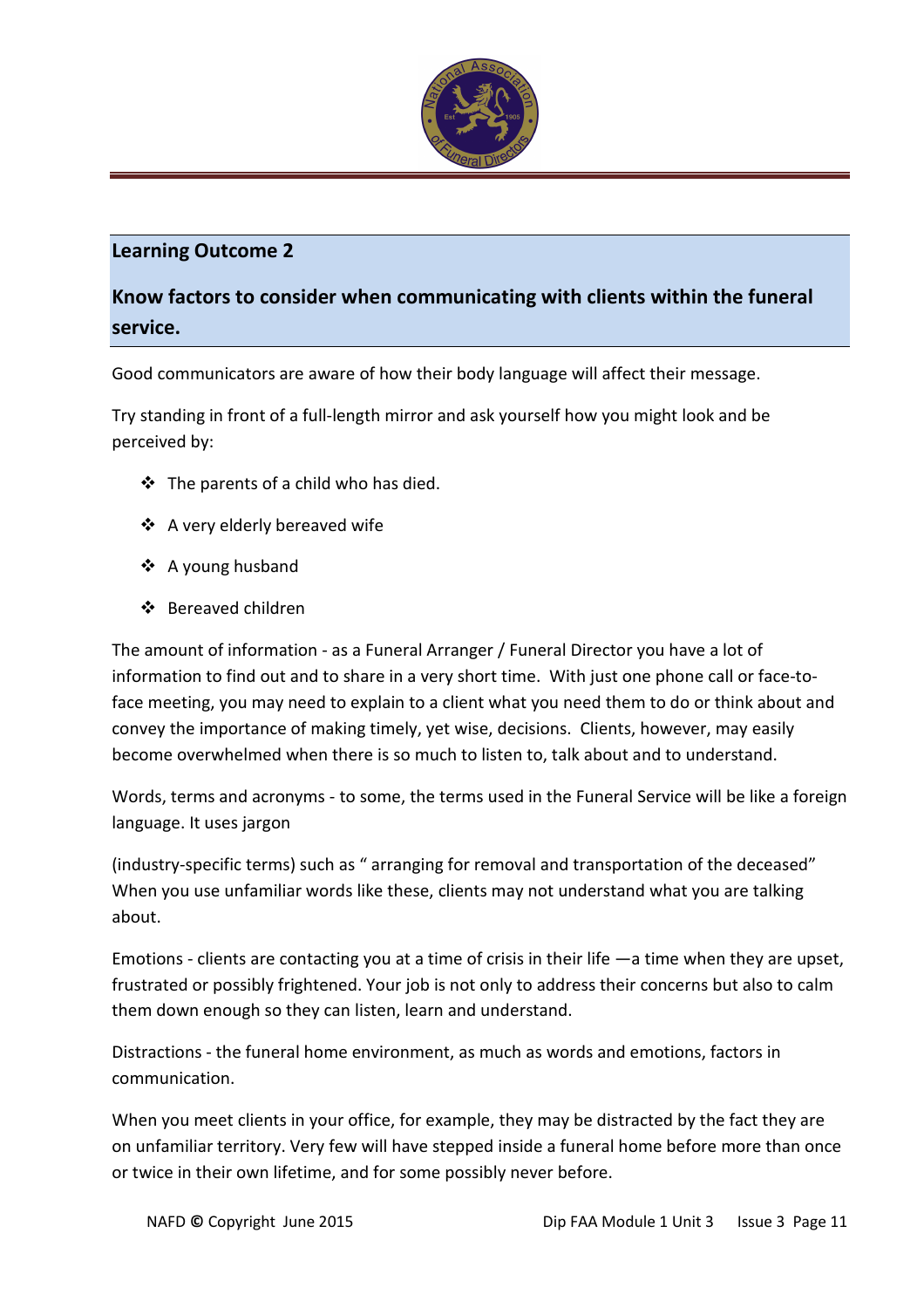## Learning Outcome 2

## Know factors to consider when communicating with clients within the funeral service.

Good communicators are aware of how their body language will affect their message.

Try standing in front of a full-length mirror and ask yourself how you might look and be perceived by:

- The parents of a child who has died.
- A very elderly bereaved wife
- A young husband
- Bereaved children

The amount of information - as a Funeral Arranger / Funeral Director you have a lot of information to find out and to share in a very short time. With just one phone call or face-to-face meeting, you may need to explain to a client what you need them to do or think about and convey the importance of making timely, yet wise, decisions. Clients, however, may easily become overwhelmed when there is so much to listen to, talk about and to understand.

Words, terms and acronyms - to some, the terms used in the Funeral Service will be like a foreign language. It uses jargon

(industry-specific terms) such as " arranging for removal and transportation of the deceased" When you use unfamiliar words like these, clients may not understand what you are talking about.

Emotions - clients are contacting you at a time of crisis in their life —a time when they are upset, frustrated or possibly frightened. Your job is not only to address their concerns but also to calm them down enough so they can listen, learn and understand.

Distractions - the funeral home environment, as much as words and emotions, factors in communication.

When you meet clients in your office, for example, they may be distracted by the fact they are on unfamiliar territory. Very few will have stepped inside a funeral home before more than once or twice in their own lifetime, and for some possibly never before.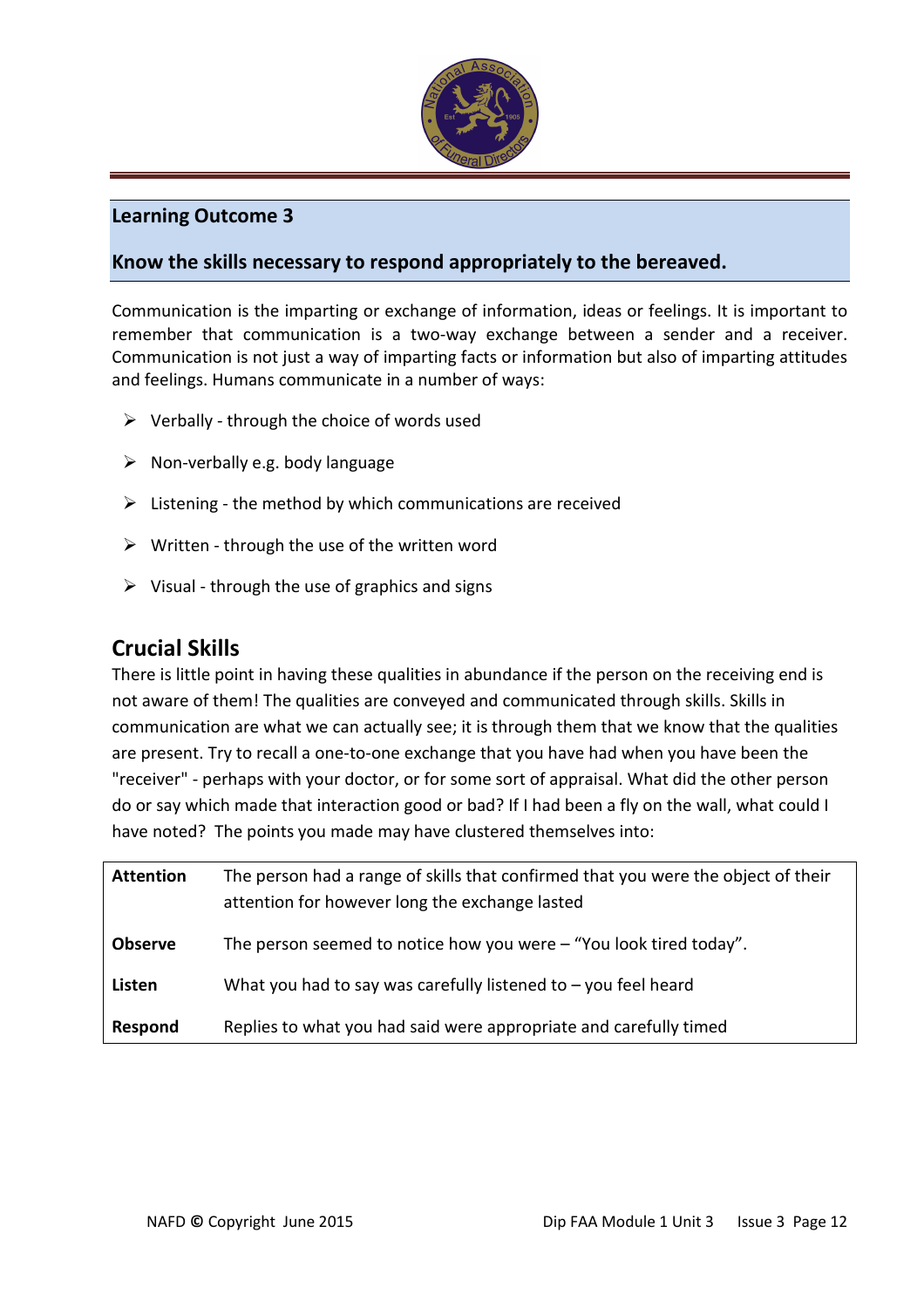## Learning Outcome 3

**Know the skills necessary to respond appropriately to the bereaved.**

Communication is the imparting or exchange of information, ideas or feelings. It is important to remember that communication is a two-way exchange between a sender and a receiver. Communication is not just a way of imparting facts or information but also of imparting attitudes and feelings. Humans communicate in a number of ways:

- Verbally - through the choice of words used
- Non-verbally e.g. body language
- Listening - the method by which communications are received
- Written - through the use of the written word
- Visual - through the use of graphics and signs

## Crucial Skills

There is little point in having these qualities in abundance if the person on the receiving end is not aware of them! The qualities are conveyed and communicated through skills. Skills in communication are what we can actually see; it is through them that we know that the qualities are present. Try to recall a one-to-one exchange that you have had when you have been the "receiver" - perhaps with your doctor, or for some sort of appraisal. What did the other person do or say which made that interaction good or bad? If I had been a fly on the wall, what could I have noted? The points you made may have clustered themselves into:

| | |
|---|---|
| **Attention** | The person had a range of skills that confirmed that you were the object of their attention for however long the exchange lasted |
| **Observe** | The person seemed to notice how you were – "You look tired today". |
| **Listen** | What you had to say was carefully listened to – you feel heard |
| **Respond** | Replies to what you had said were appropriate and carefully timed |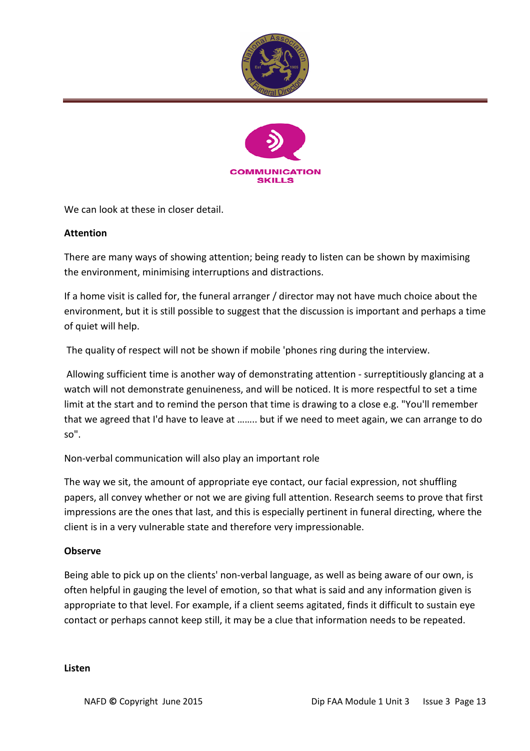We can look at these in closer detail.

**Attention**

There are many ways of showing attention; being ready to listen can be shown by maximising the environment, minimising interruptions and distractions.

If a home visit is called for, the funeral arranger / director may not have much choice about the environment, but it is still possible to suggest that the discussion is important and perhaps a time of quiet will help.

The quality of respect will not be shown if mobile 'phones ring during the interview.

Allowing sufficient time is another way of demonstrating attention - surreptitiously glancing at a watch will not demonstrate genuineness, and will be noticed. It is more respectful to set a time limit at the start and to remind the person that time is drawing to a close e.g. "You'll remember that we agreed that I'd have to leave at …….. but if we need to meet again, we can arrange to do so".

Non-verbal communication will also play an important role

The way we sit, the amount of appropriate eye contact, our facial expression, not shuffling papers, all convey whether or not we are giving full attention. Research seems to prove that first impressions are the ones that last, and this is especially pertinent in funeral directing, where the client is in a very vulnerable state and therefore very impressionable.

**Observe**

Being able to pick up on the clients' non-verbal language, as well as being aware of our own, is often helpful in gauging the level of emotion, so that what is said and any information given is appropriate to that level. For example, if a client seems agitated, finds it difficult to sustain eye contact or perhaps cannot keep still, it may be a clue that information needs to be repeated.

**Listen**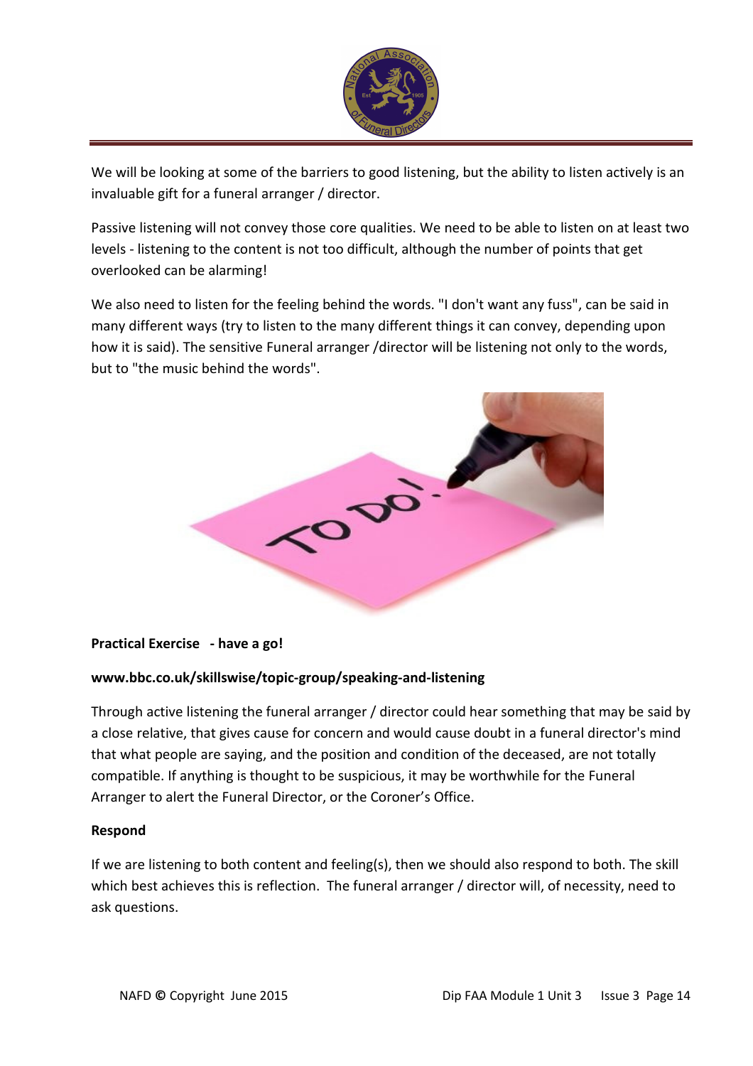We will be looking at some of the barriers to good listening, but the ability to listen actively is an invaluable gift for a funeral arranger / director.

Passive listening will not convey those core qualities. We need to be able to listen on at least two levels - listening to the content is not too difficult, although the number of points that get overlooked can be alarming!

We also need to listen for the feeling behind the words. "I don't want any fuss", can be said in many different ways (try to listen to the many different things it can convey, depending upon how it is said). The sensitive Funeral arranger /director will be listening not only to the words, but to "the music behind the words".

**Practical Exercise - have a go!**

**www.bbc.co.uk/skillswise/topic-group/speaking-and-listening**

Through active listening the funeral arranger / director could hear something that may be said by a close relative, that gives cause for concern and would cause doubt in a funeral director's mind that what people are saying, and the position and condition of the deceased, are not totally compatible. If anything is thought to be suspicious, it may be worthwhile for the Funeral Arranger to alert the Funeral Director, or the Coroner's Office.

**Respond**

If we are listening to both content and feeling(s), then we should also respond to both. The skill which best achieves this is reflection. The funeral arranger / director will, of necessity, need to ask questions.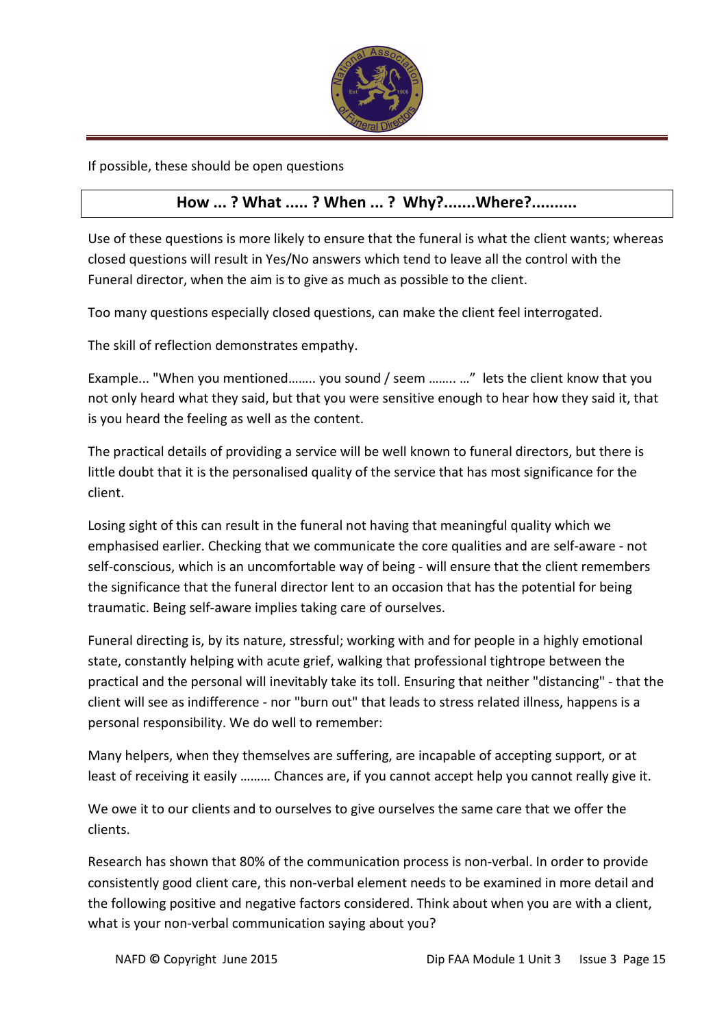If possible, these should be open questions

**How ... ? What ..... ? When ... ? Why?.......Where?..........**

Use of these questions is more likely to ensure that the funeral is what the client wants; whereas closed questions will result in Yes/No answers which tend to leave all the control with the Funeral director, when the aim is to give as much as possible to the client.

Too many questions especially closed questions, can make the client feel interrogated.

The skill of reflection demonstrates empathy.

Example... "When you mentioned…….. you sound / seem …….. …" lets the client know that you not only heard what they said, but that you were sensitive enough to hear how they said it, that is you heard the feeling as well as the content.

The practical details of providing a service will be well known to funeral directors, but there is little doubt that it is the personalised quality of the service that has most significance for the client.

Losing sight of this can result in the funeral not having that meaningful quality which we emphasised earlier. Checking that we communicate the core qualities and are self-aware - not self-conscious, which is an uncomfortable way of being - will ensure that the client remembers the significance that the funeral director lent to an occasion that has the potential for being traumatic. Being self-aware implies taking care of ourselves.

Funeral directing is, by its nature, stressful; working with and for people in a highly emotional state, constantly helping with acute grief, walking that professional tightrope between the practical and the personal will inevitably take its toll. Ensuring that neither "distancing" - that the client will see as indifference - nor "burn out" that leads to stress related illness, happens is a personal responsibility. We do well to remember:

Many helpers, when they themselves are suffering, are incapable of accepting support, or at least of receiving it easily ……… Chances are, if you cannot accept help you cannot really give it.

We owe it to our clients and to ourselves to give ourselves the same care that we offer the clients.

Research has shown that 80% of the communication process is non-verbal. In order to provide consistently good client care, this non-verbal element needs to be examined in more detail and the following positive and negative factors considered. Think about when you are with a client, what is your non-verbal communication saying about you?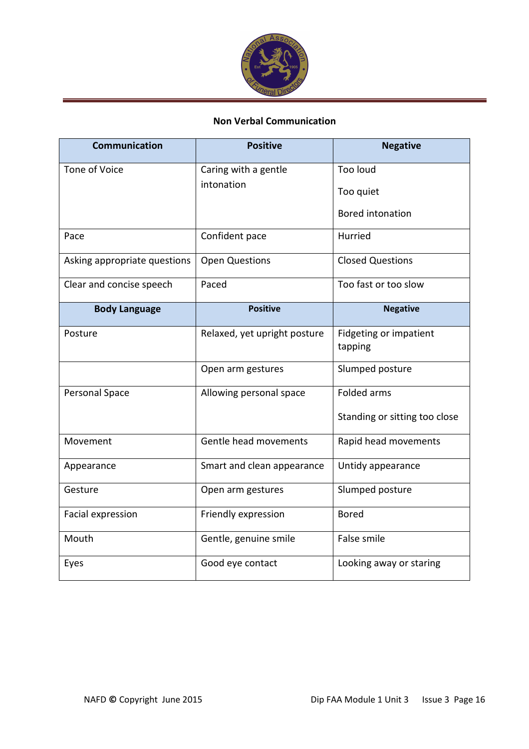**Non Verbal Communication**

| Communication | Positive | Negative |
|---|---|---|
| Tone of Voice | Caring with a gentle intonation | Too loud<br><br>Too quiet<br><br>Bored intonation |
| Pace | Confident pace | Hurried |
| Asking appropriate questions | Open Questions | Closed Questions |
| Clear and concise speech | Paced | Too fast or too slow |
| **Body Language** | **Positive** | **Negative** |
| Posture | Relaxed, yet upright posture | Fidgeting or impatient tapping |
| | Open arm gestures | Slumped posture |
| Personal Space | Allowing personal space | Folded arms<br><br>Standing or sitting too close |
| Movement | Gentle head movements | Rapid head movements |
| Appearance | Smart and clean appearance | Untidy appearance |
| Gesture | Open arm gestures | Slumped posture |
| Facial expression | Friendly expression | Bored |
| Mouth | Gentle, genuine smile | False smile |
| Eyes | Good eye contact | Looking away or staring |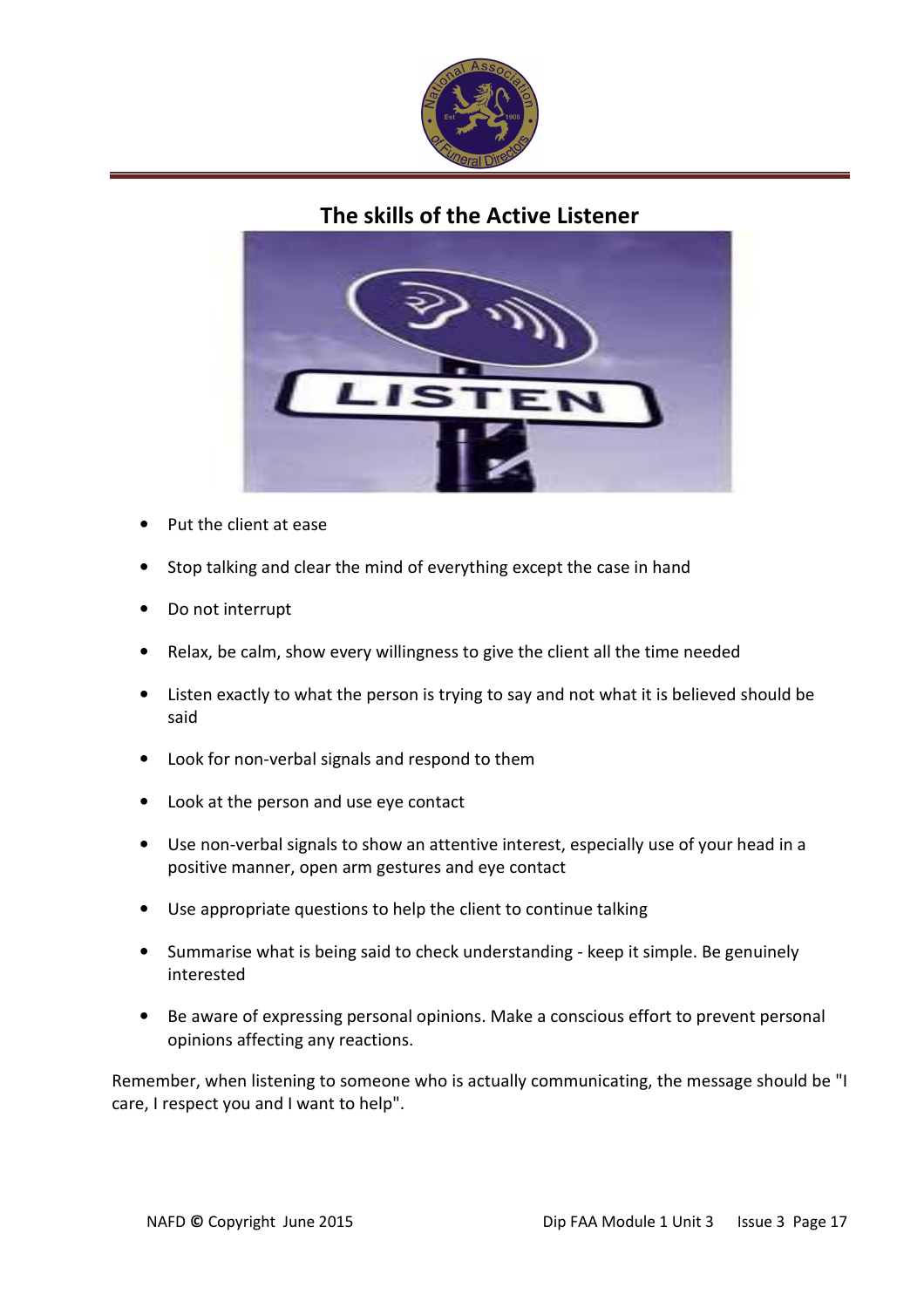## The skills of the Active Listener

- Put the client at ease
- Stop talking and clear the mind of everything except the case in hand
- Do not interrupt
- Relax, be calm, show every willingness to give the client all the time needed
- Listen exactly to what the person is trying to say and not what it is believed should be said
- Look for non-verbal signals and respond to them
- Look at the person and use eye contact
- Use non-verbal signals to show an attentive interest, especially use of your head in a positive manner, open arm gestures and eye contact
- Use appropriate questions to help the client to continue talking
- Summarise what is being said to check understanding - keep it simple. Be genuinely interested
- Be aware of expressing personal opinions. Make a conscious effort to prevent personal opinions affecting any reactions.

Remember, when listening to someone who is actually communicating, the message should be "I care, I respect you and I want to help".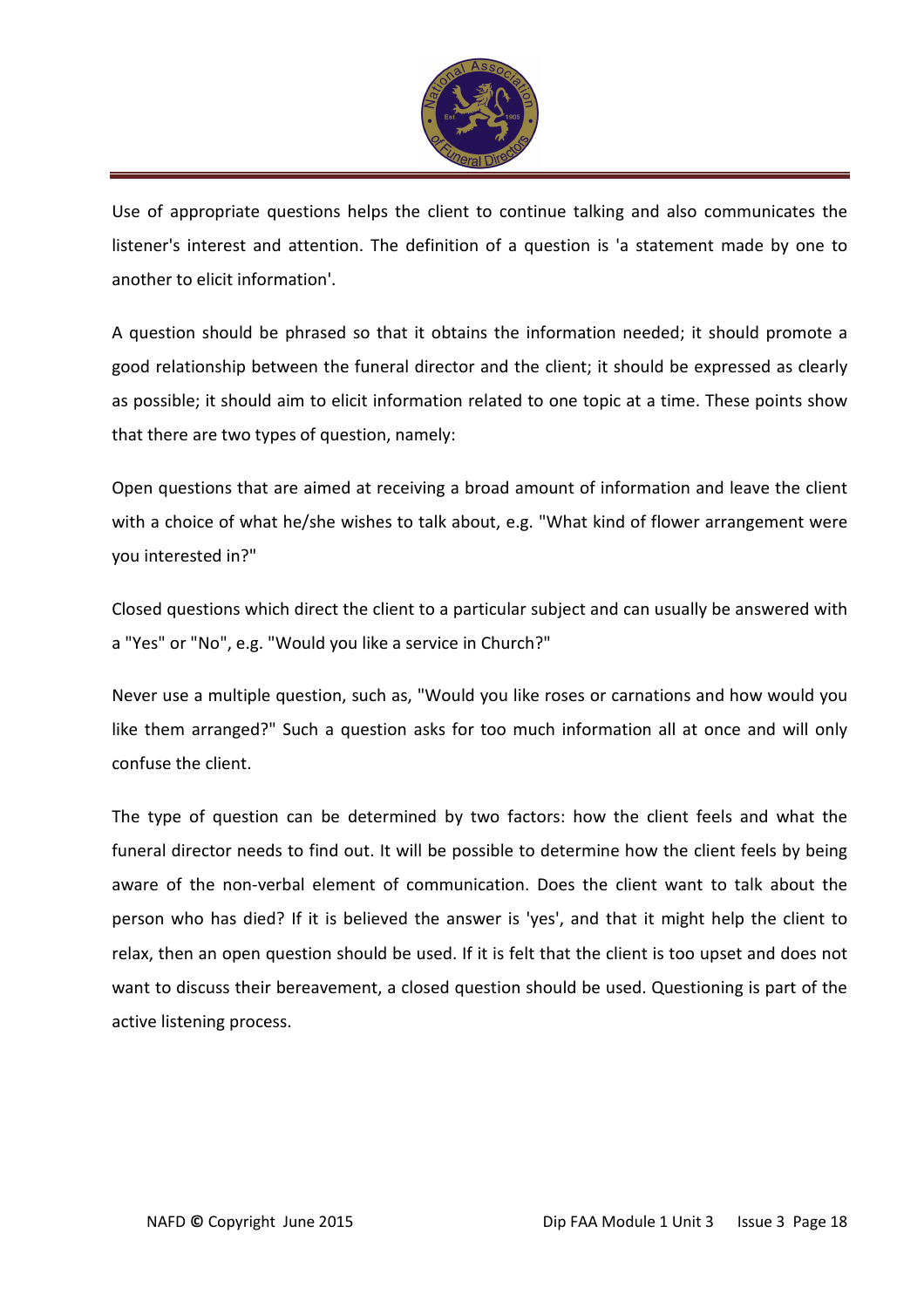Use of appropriate questions helps the client to continue talking and also communicates the listener's interest and attention. The definition of a question is 'a statement made by one to another to elicit information'.

A question should be phrased so that it obtains the information needed; it should promote a good relationship between the funeral director and the client; it should be expressed as clearly as possible; it should aim to elicit information related to one topic at a time. These points show that there are two types of question, namely:

Open questions that are aimed at receiving a broad amount of information and leave the client with a choice of what he/she wishes to talk about, e.g. "What kind of flower arrangement were you interested in?"

Closed questions which direct the client to a particular subject and can usually be answered with a "Yes" or "No", e.g. "Would you like a service in Church?"

Never use a multiple question, such as, "Would you like roses or carnations and how would you like them arranged?" Such a question asks for too much information all at once and will only confuse the client.

The type of question can be determined by two factors: how the client feels and what the funeral director needs to find out. It will be possible to determine how the client feels by being aware of the non-verbal element of communication. Does the client want to talk about the person who has died? If it is believed the answer is 'yes', and that it might help the client to relax, then an open question should be used. If it is felt that the client is too upset and does not want to discuss their bereavement, a closed question should be used. Questioning is part of the active listening process.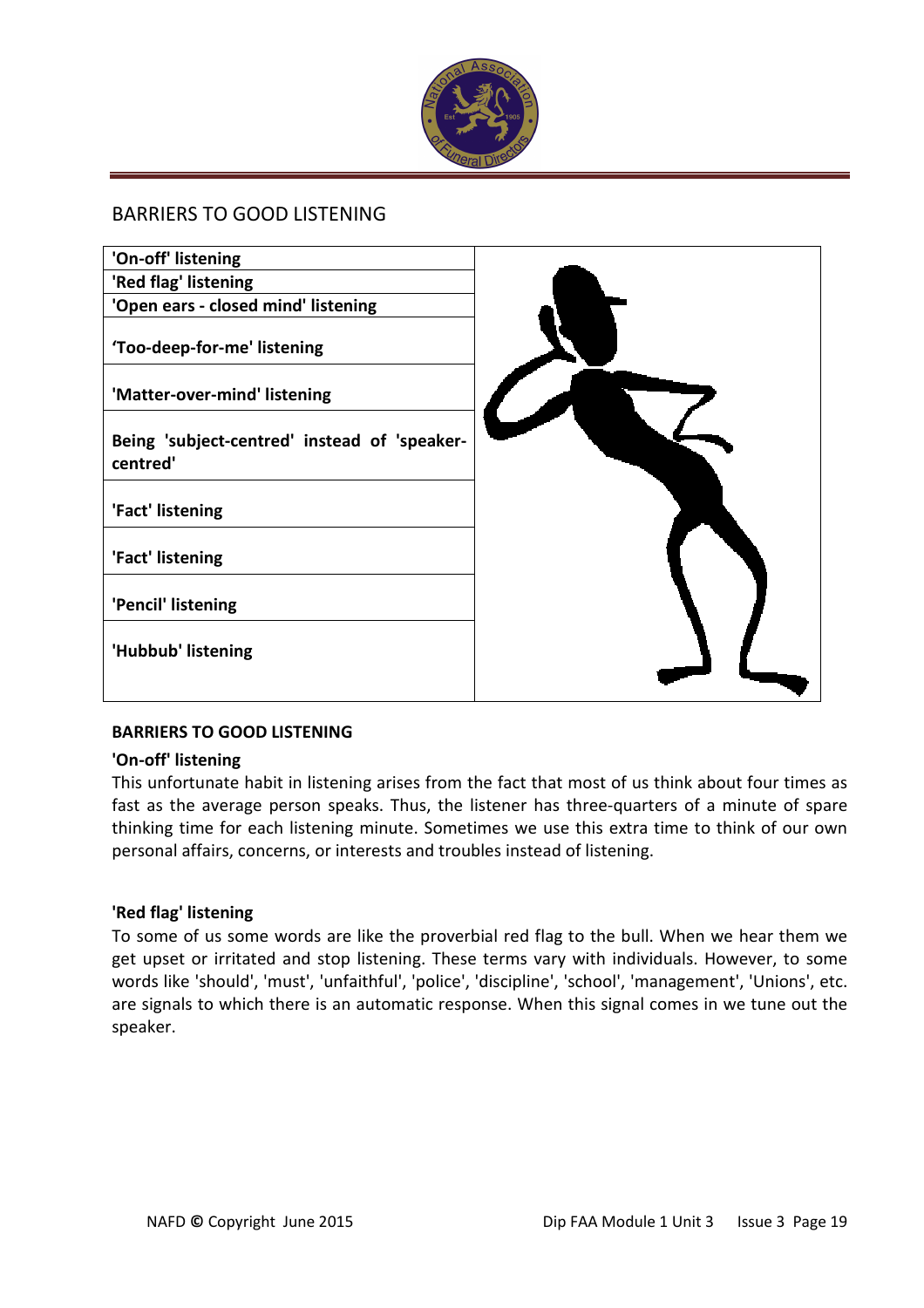BARRIERS TO GOOD LISTENING

| 'On-off' listening |
|---|
| 'Red flag' listening |
| 'Open ears - closed mind' listening |
| 'Too-deep-for-me' listening |
| 'Matter-over-mind' listening |
| Being 'subject-centred' instead of 'speaker-centred' |
| 'Fact' listening |
| 'Fact' listening |
| 'Pencil' listening |
| 'Hubbub' listening |

**BARRIERS TO GOOD LISTENING**

**'On-off' listening**

This unfortunate habit in listening arises from the fact that most of us think about four times as fast as the average person speaks. Thus, the listener has three-quarters of a minute of spare thinking time for each listening minute. Sometimes we use this extra time to think of our own personal affairs, concerns, or interests and troubles instead of listening.

**'Red flag' listening**

To some of us some words are like the proverbial red flag to the bull. When we hear them we get upset or irritated and stop listening. These terms vary with individuals. However, to some words like 'should', 'must', 'unfaithful', 'police', 'discipline', 'school', 'management', 'Unions', etc. are signals to which there is an automatic response. When this signal comes in we tune out the speaker.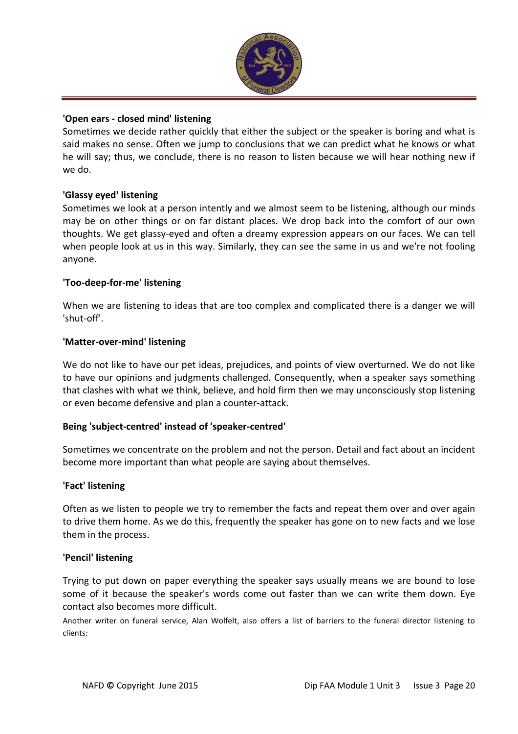**'Open ears - closed mind' listening**

Sometimes we decide rather quickly that either the subject or the speaker is boring and what is said makes no sense. Often we jump to conclusions that we can predict what he knows or what he will say; thus, we conclude, there is no reason to listen because we will hear nothing new if we do.

**'Glassy eyed' listening**

Sometimes we look at a person intently and we almost seem to be listening, although our minds may be on other things or on far distant places. We drop back into the comfort of our own thoughts. We get glassy-eyed and often a dreamy expression appears on our faces. We can tell when people look at us in this way. Similarly, they can see the same in us and we're not fooling anyone.

**'Too-deep-for-me' listening**

When we are listening to ideas that are too complex and complicated there is a danger we will 'shut-off'.

**'Matter-over-mind' listening**

We do not like to have our pet ideas, prejudices, and points of view overturned. We do not like to have our opinions and judgments challenged. Consequently, when a speaker says something that clashes with what we think, believe, and hold firm then we may unconsciously stop listening or even become defensive and plan a counter-attack.

**Being 'subject-centred' instead of 'speaker-centred'**

Sometimes we concentrate on the problem and not the person. Detail and fact about an incident become more important than what people are saying about themselves.

**'Fact' listening**

Often as we listen to people we try to remember the facts and repeat them over and over again to drive them home. As we do this, frequently the speaker has gone on to new facts and we lose them in the process.

**'Pencil' listening**

Trying to put down on paper everything the speaker says usually means we are bound to lose some of it because the speaker's words come out faster than we can write them down. Eye contact also becomes more difficult.

Another writer on funeral service, Alan Wolfelt, also offers a list of barriers to the funeral director listening to clients: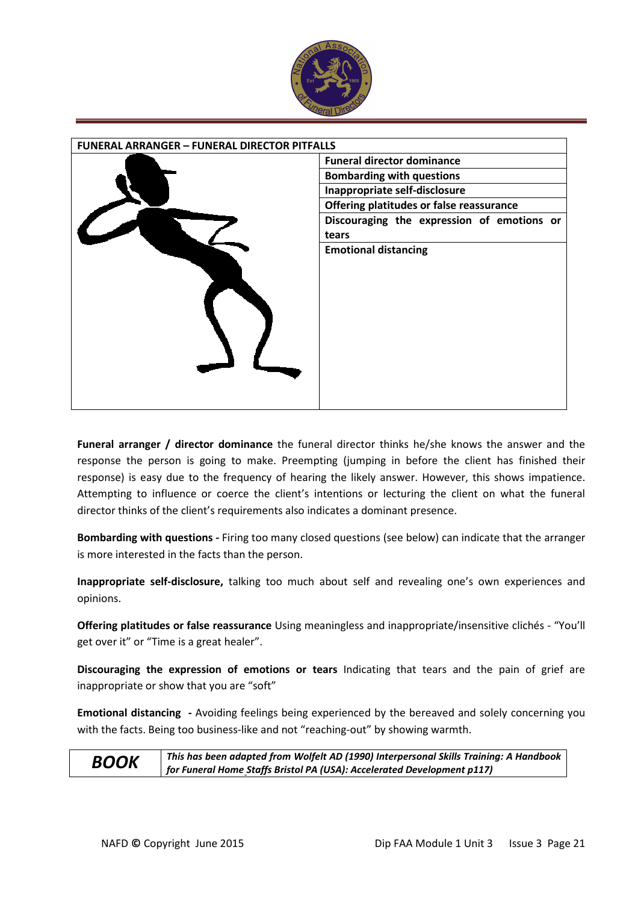| FUNERAL ARRANGER – FUNERAL DIRECTOR PITFALLS | |
|---|---|
| | **Funeral director dominance** |
| | **Bombarding with questions** |
| | **Inappropriate self-disclosure** |
| | **Offering platitudes or false reassurance** |
| | **Discouraging the expression of emotions or tears** |
| | **Emotional distancing** |

**Funeral arranger / director dominance** the funeral director thinks he/she knows the answer and the response the person is going to make. Preempting (jumping in before the client has finished their response) is easy due to the frequency of hearing the likely answer. However, this shows impatience. Attempting to influence or coerce the client's intentions or lecturing the client on what the funeral director thinks of the client's requirements also indicates a dominant presence.

**Bombarding with questions -** Firing too many closed questions (see below) can indicate that the arranger is more interested in the facts than the person.

**Inappropriate self-disclosure,** talking too much about self and revealing one's own experiences and opinions.

**Offering platitudes or false reassurance** Using meaningless and inappropriate/insensitive clichés - "You'll get over it" or "Time is a great healer".

**Discouraging the expression of emotions or tears** Indicating that tears and the pain of grief are inappropriate or show that you are "soft"

**Emotional distancing -** Avoiding feelings being experienced by the bereaved and solely concerning you with the facts. Being too business-like and not "reaching-out" by showing warmth.

| ***BOOK*** | ***This has been adapted from Wolfelt AD (1990) Interpersonal Skills Training: A Handbook for Funeral Home Staffs Bristol PA (USA): Accelerated Development p117)*** |
|---|---|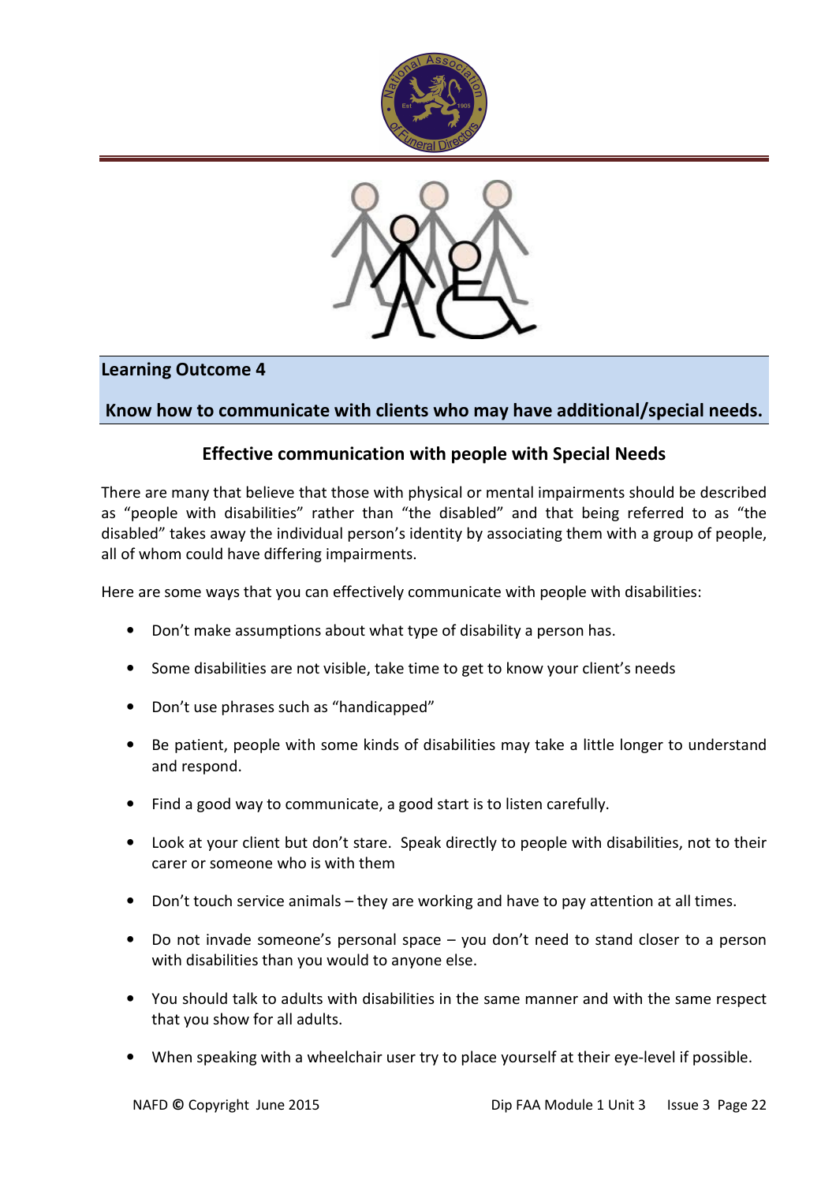## Learning Outcome 4

**Know how to communicate with clients who may have additional/special needs.**

### Effective communication with people with Special Needs

There are many that believe that those with physical or mental impairments should be described as “people with disabilities” rather than “the disabled” and that being referred to as “the disabled” takes away the individual person’s identity by associating them with a group of people, all of whom could have differing impairments.

Here are some ways that you can effectively communicate with people with disabilities:

- Don’t make assumptions about what type of disability a person has.
- Some disabilities are not visible, take time to get to know your client’s needs
- Don’t use phrases such as “handicapped”
- Be patient, people with some kinds of disabilities may take a little longer to understand and respond.
- Find a good way to communicate, a good start is to listen carefully.
- Look at your client but don’t stare. Speak directly to people with disabilities, not to their carer or someone who is with them
- Don’t touch service animals – they are working and have to pay attention at all times.
- Do not invade someone’s personal space – you don’t need to stand closer to a person with disabilities than you would to anyone else.
- You should talk to adults with disabilities in the same manner and with the same respect that you show for all adults.
- When speaking with a wheelchair user try to place yourself at their eye-level if possible.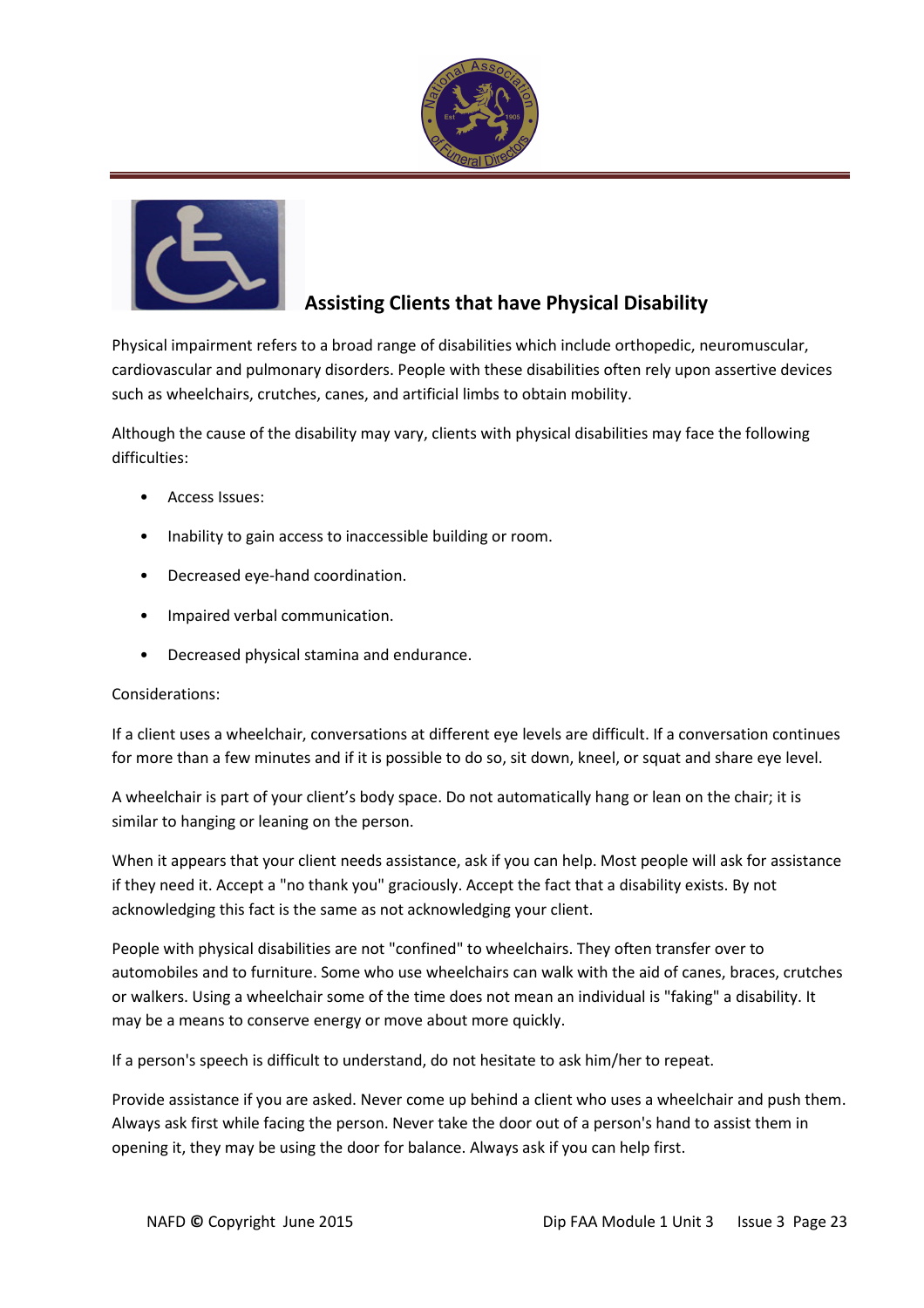## Assisting Clients that have Physical Disability

Physical impairment refers to a broad range of disabilities which include orthopedic, neuromuscular, cardiovascular and pulmonary disorders. People with these disabilities often rely upon assertive devices such as wheelchairs, crutches, canes, and artificial limbs to obtain mobility.

Although the cause of the disability may vary, clients with physical disabilities may face the following difficulties:

- Access Issues:
- Inability to gain access to inaccessible building or room.
- Decreased eye-hand coordination.
- Impaired verbal communication.
- Decreased physical stamina and endurance.

Considerations:

If a client uses a wheelchair, conversations at different eye levels are difficult. If a conversation continues for more than a few minutes and if it is possible to do so, sit down, kneel, or squat and share eye level.

A wheelchair is part of your client's body space. Do not automatically hang or lean on the chair; it is similar to hanging or leaning on the person.

When it appears that your client needs assistance, ask if you can help. Most people will ask for assistance if they need it. Accept a "no thank you" graciously. Accept the fact that a disability exists. By not acknowledging this fact is the same as not acknowledging your client.

People with physical disabilities are not "confined" to wheelchairs. They often transfer over to automobiles and to furniture. Some who use wheelchairs can walk with the aid of canes, braces, crutches or walkers. Using a wheelchair some of the time does not mean an individual is "faking" a disability. It may be a means to conserve energy or move about more quickly.

If a person's speech is difficult to understand, do not hesitate to ask him/her to repeat.

Provide assistance if you are asked. Never come up behind a client who uses a wheelchair and push them. Always ask first while facing the person. Never take the door out of a person's hand to assist them in opening it, they may be using the door for balance. Always ask if you can help first.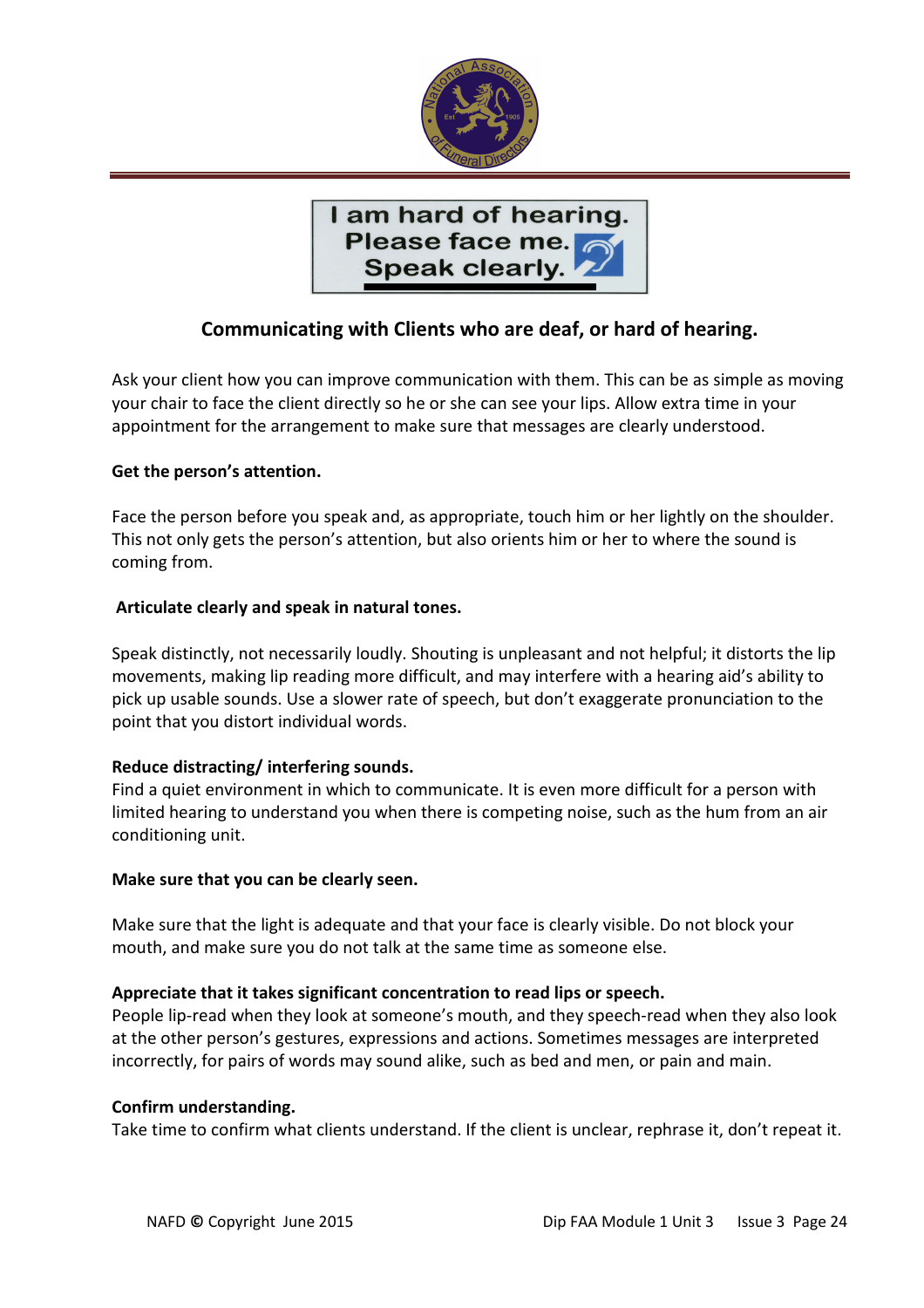**I am hard of hearing. Please face me. Speak clearly.**

## Communicating with Clients who are deaf, or hard of hearing.

Ask your client how you can improve communication with them. This can be as simple as moving your chair to face the client directly so he or she can see your lips. Allow extra time in your appointment for the arrangement to make sure that messages are clearly understood.

**Get the person's attention.**

Face the person before you speak and, as appropriate, touch him or her lightly on the shoulder. This not only gets the person's attention, but also orients him or her to where the sound is coming from.

**Articulate clearly and speak in natural tones.**

Speak distinctly, not necessarily loudly. Shouting is unpleasant and not helpful; it distorts the lip movements, making lip reading more difficult, and may interfere with a hearing aid's ability to pick up usable sounds. Use a slower rate of speech, but don't exaggerate pronunciation to the point that you distort individual words.

**Reduce distracting/ interfering sounds.**

Find a quiet environment in which to communicate. It is even more difficult for a person with limited hearing to understand you when there is competing noise, such as the hum from an air conditioning unit.

**Make sure that you can be clearly seen.**

Make sure that the light is adequate and that your face is clearly visible. Do not block your mouth, and make sure you do not talk at the same time as someone else.

**Appreciate that it takes significant concentration to read lips or speech.**

People lip-read when they look at someone's mouth, and they speech-read when they also look at the other person's gestures, expressions and actions. Sometimes messages are interpreted incorrectly, for pairs of words may sound alike, such as bed and men, or pain and main.

**Confirm understanding.**

Take time to confirm what clients understand. If the client is unclear, rephrase it, don't repeat it.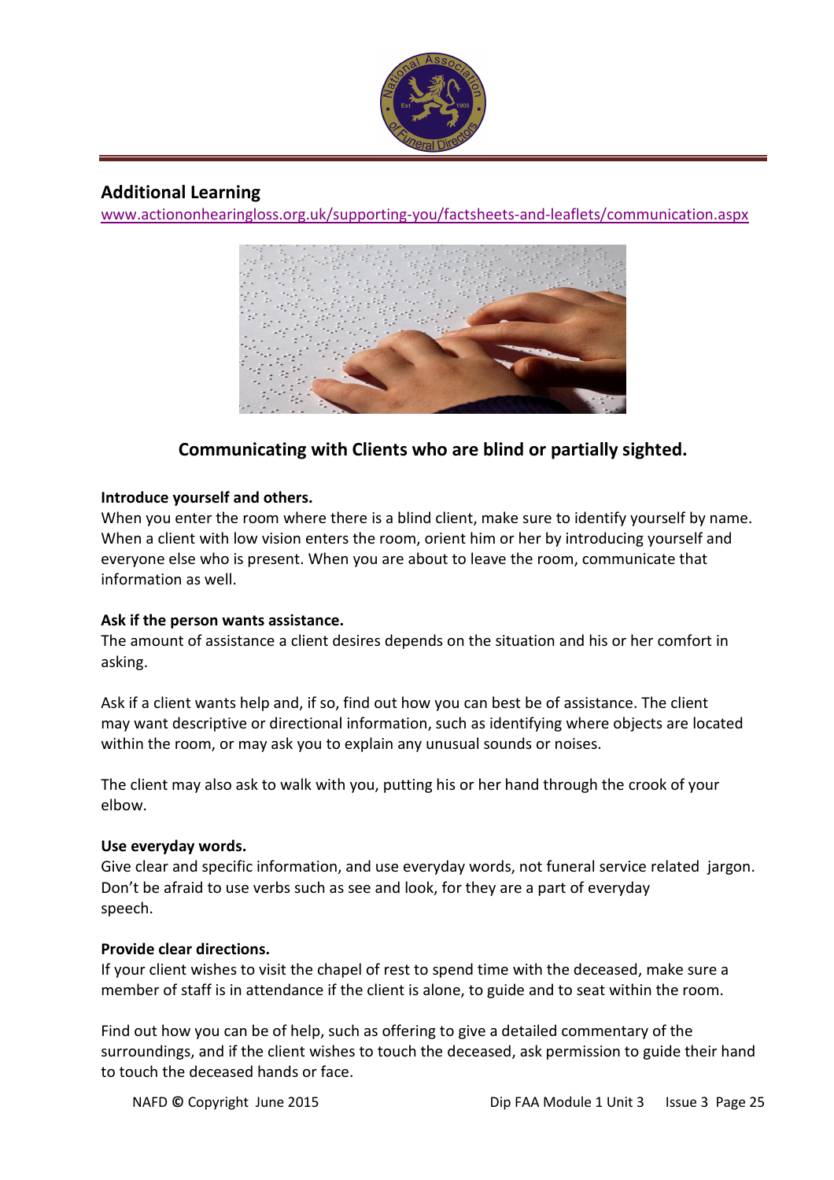## Additional Learning

www.actiononhearingloss.org.uk/supporting-you/factsheets-and-leaflets/communication.aspx

### Communicating with Clients who are blind or partially sighted.

**Introduce yourself and others.**

When you enter the room where there is a blind client, make sure to identify yourself by name. When a client with low vision enters the room, orient him or her by introducing yourself and everyone else who is present. When you are about to leave the room, communicate that information as well.

**Ask if the person wants assistance.**

The amount of assistance a client desires depends on the situation and his or her comfort in asking.

Ask if a client wants help and, if so, find out how you can best be of assistance. The client may want descriptive or directional information, such as identifying where objects are located within the room, or may ask you to explain any unusual sounds or noises.

The client may also ask to walk with you, putting his or her hand through the crook of your elbow.

**Use everyday words.**

Give clear and specific information, and use everyday words, not funeral service related jargon. Don't be afraid to use verbs such as see and look, for they are a part of everyday speech.

**Provide clear directions.**

If your client wishes to visit the chapel of rest to spend time with the deceased, make sure a member of staff is in attendance if the client is alone, to guide and to seat within the room.

Find out how you can be of help, such as offering to give a detailed commentary of the surroundings, and if the client wishes to touch the deceased, ask permission to guide their hand to touch the deceased hands or face.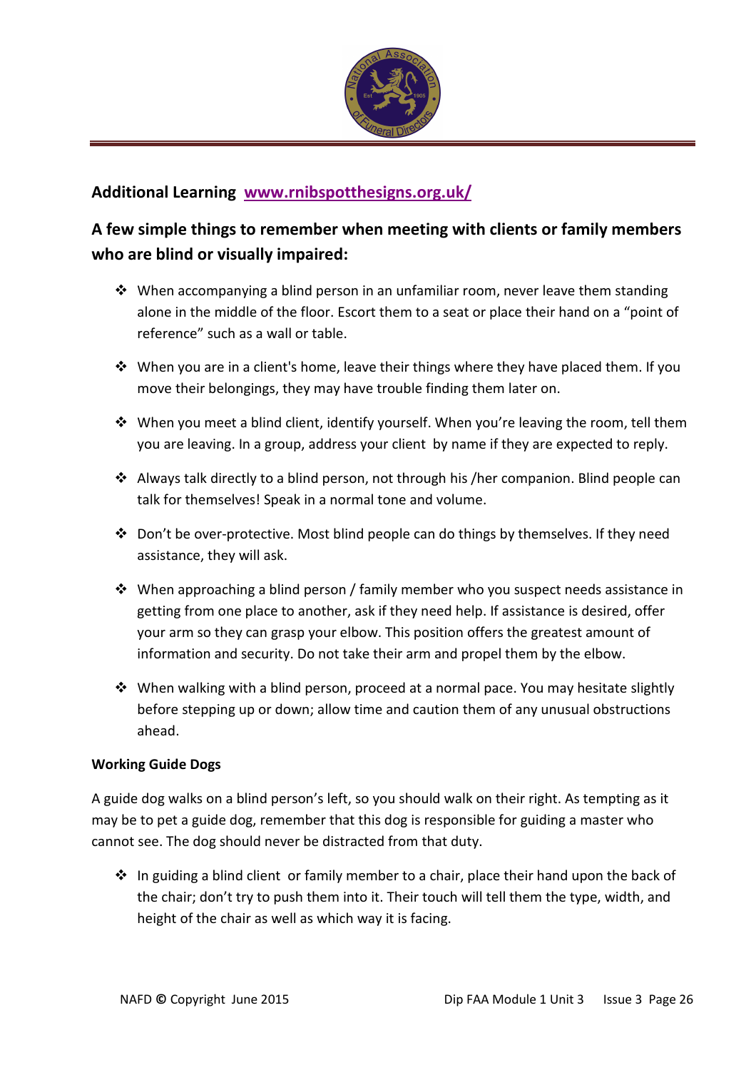**Additional Learning** [www.rnibspotthesigns.org.uk/](www.rnibspotthesigns.org.uk/)

## A few simple things to remember when meeting with clients or family members who are blind or visually impaired:

- When accompanying a blind person in an unfamiliar room, never leave them standing alone in the middle of the floor. Escort them to a seat or place their hand on a "point of reference" such as a wall or table.
- When you are in a client's home, leave their things where they have placed them. If you move their belongings, they may have trouble finding them later on.
- When you meet a blind client, identify yourself. When you're leaving the room, tell them you are leaving. In a group, address your client by name if they are expected to reply.
- Always talk directly to a blind person, not through his /her companion. Blind people can talk for themselves! Speak in a normal tone and volume.
- Don't be over-protective. Most blind people can do things by themselves. If they need assistance, they will ask.
- When approaching a blind person / family member who you suspect needs assistance in getting from one place to another, ask if they need help. If assistance is desired, offer your arm so they can grasp your elbow. This position offers the greatest amount of information and security. Do not take their arm and propel them by the elbow.
- When walking with a blind person, proceed at a normal pace. You may hesitate slightly before stepping up or down; allow time and caution them of any unusual obstructions ahead.

**Working Guide Dogs**

A guide dog walks on a blind person's left, so you should walk on their right. As tempting as it may be to pet a guide dog, remember that this dog is responsible for guiding a master who cannot see. The dog should never be distracted from that duty.

- In guiding a blind client or family member to a chair, place their hand upon the back of the chair; don't try to push them into it. Their touch will tell them the type, width, and height of the chair as well as which way it is facing.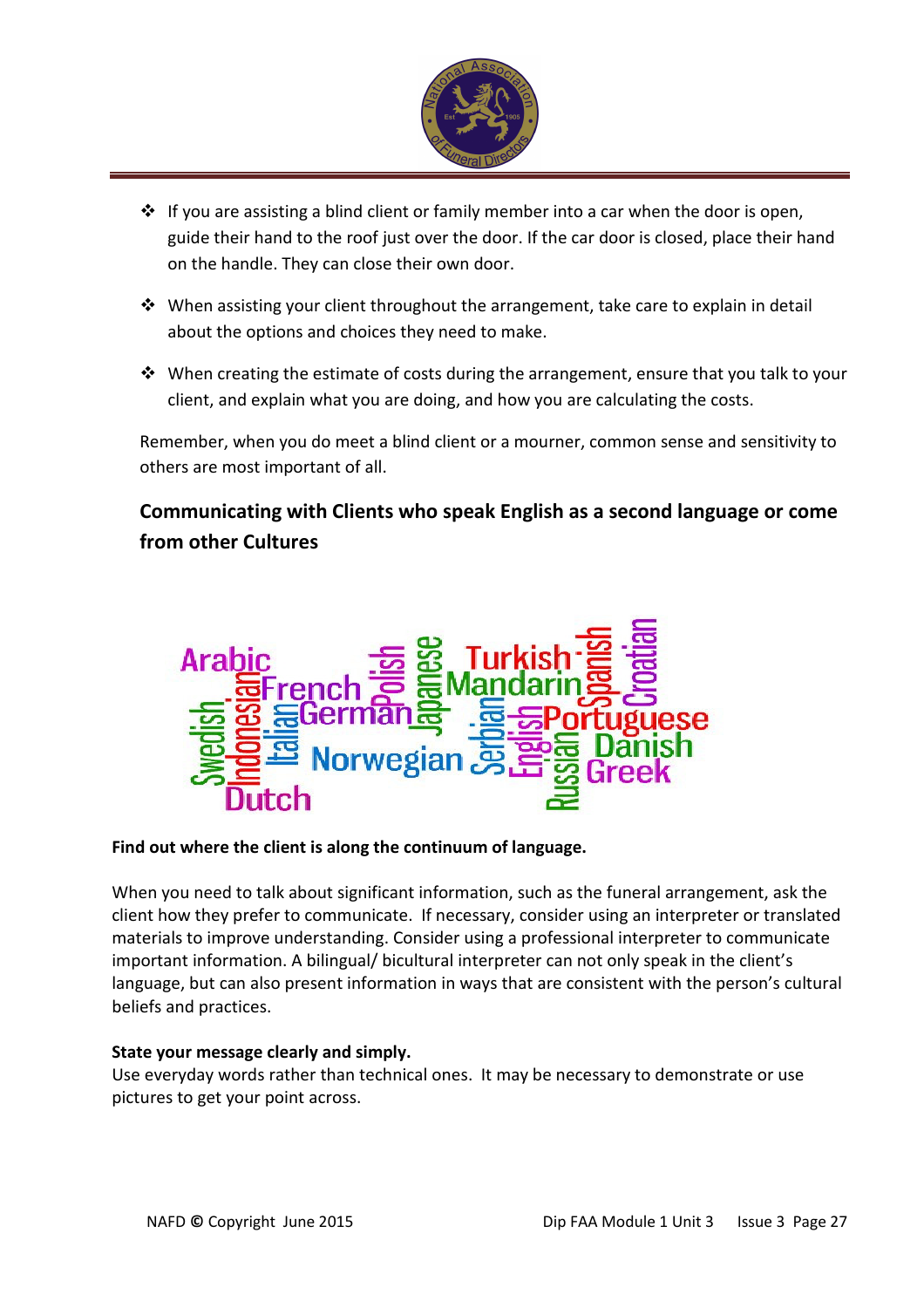- If you are assisting a blind client or family member into a car when the door is open, guide their hand to the roof just over the door. If the car door is closed, place their hand on the handle. They can close their own door.

- When assisting your client throughout the arrangement, take care to explain in detail about the options and choices they need to make.

- When creating the estimate of costs during the arrangement, ensure that you talk to your client, and explain what you are doing, and how you are calculating the costs.

Remember, when you do meet a blind client or a mourner, common sense and sensitivity to others are most important of all.

## Communicating with Clients who speak English as a second language or come from other Cultures

**Find out where the client is along the continuum of language.**

When you need to talk about significant information, such as the funeral arrangement, ask the client how they prefer to communicate. If necessary, consider using an interpreter or translated materials to improve understanding. Consider using a professional interpreter to communicate important information. A bilingual/ bicultural interpreter can not only speak in the client's language, but can also present information in ways that are consistent with the person's cultural beliefs and practices.

**State your message clearly and simply.**
Use everyday words rather than technical ones. It may be necessary to demonstrate or use pictures to get your point across.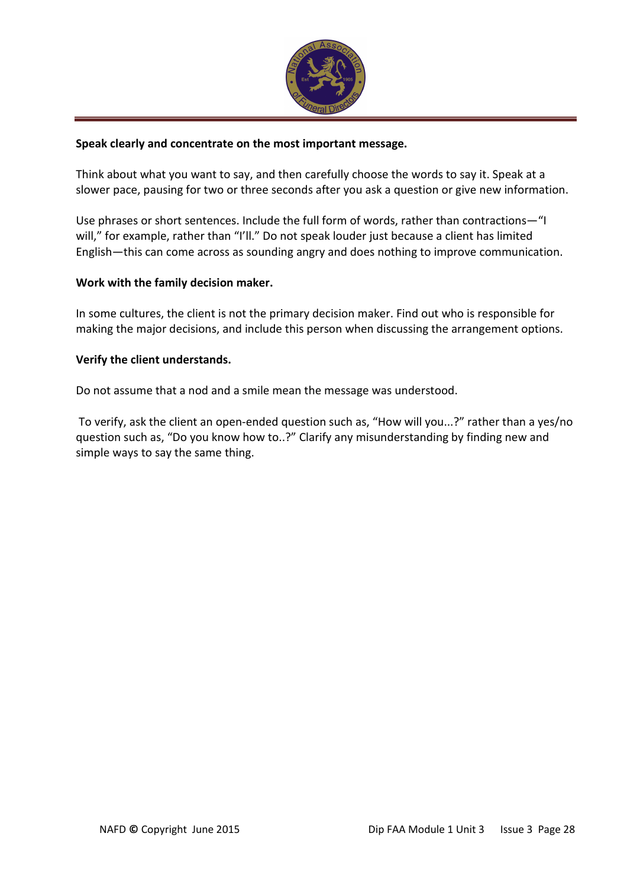**Speak clearly and concentrate on the most important message.**

Think about what you want to say, and then carefully choose the words to say it. Speak at a slower pace, pausing for two or three seconds after you ask a question or give new information.

Use phrases or short sentences. Include the full form of words, rather than contractions—"I will," for example, rather than "I'll." Do not speak louder just because a client has limited English—this can come across as sounding angry and does nothing to improve communication.

**Work with the family decision maker.**

In some cultures, the client is not the primary decision maker. Find out who is responsible for making the major decisions, and include this person when discussing the arrangement options.

**Verify the client understands.**

Do not assume that a nod and a smile mean the message was understood.

To verify, ask the client an open-ended question such as, "How will you...?" rather than a yes/no question such as, "Do you know how to..?" Clarify any misunderstanding by finding new and simple ways to say the same thing.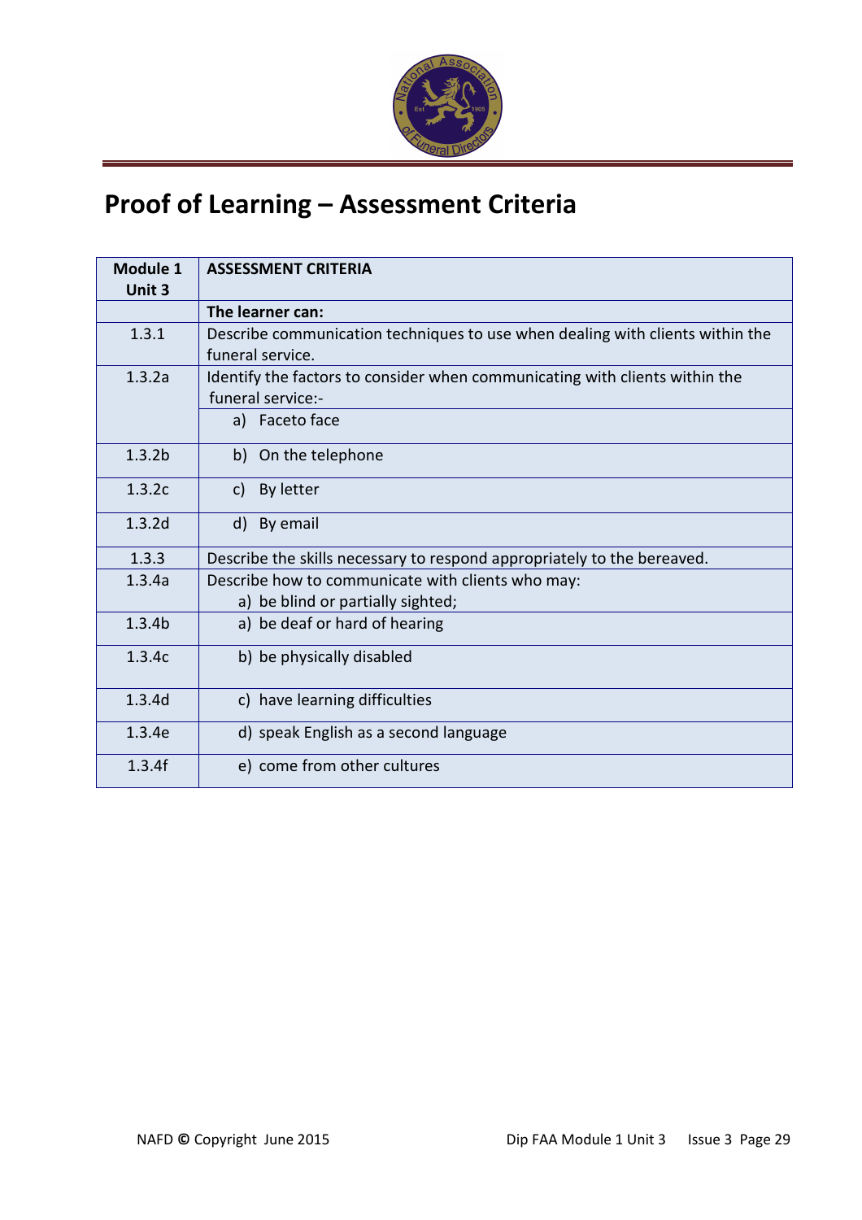# Proof of Learning – Assessment Criteria

| Module 1 Unit 3 | ASSESSMENT CRITERIA |
|---|---|
| | **The learner can:** |
| 1.3.1 | Describe communication techniques to use when dealing with clients within the funeral service. |
| 1.3.2a | Identify the factors to consider when communicating with clients within the funeral service:- |
| | a) Faceto face |
| 1.3.2b | b) On the telephone |
| 1.3.2c | c) By letter |
| 1.3.2d | d) By email |
| 1.3.3 | Describe the skills necessary to respond appropriately to the bereaved. |
| 1.3.4a | Describe how to communicate with clients who may: a) be blind or partially sighted; |
| 1.3.4b | a) be deaf or hard of hearing |
| 1.3.4c | b) be physically disabled |
| 1.3.4d | c) have learning difficulties |
| 1.3.4e | d) speak English as a second language |
| 1.3.4f | e) come from other cultures |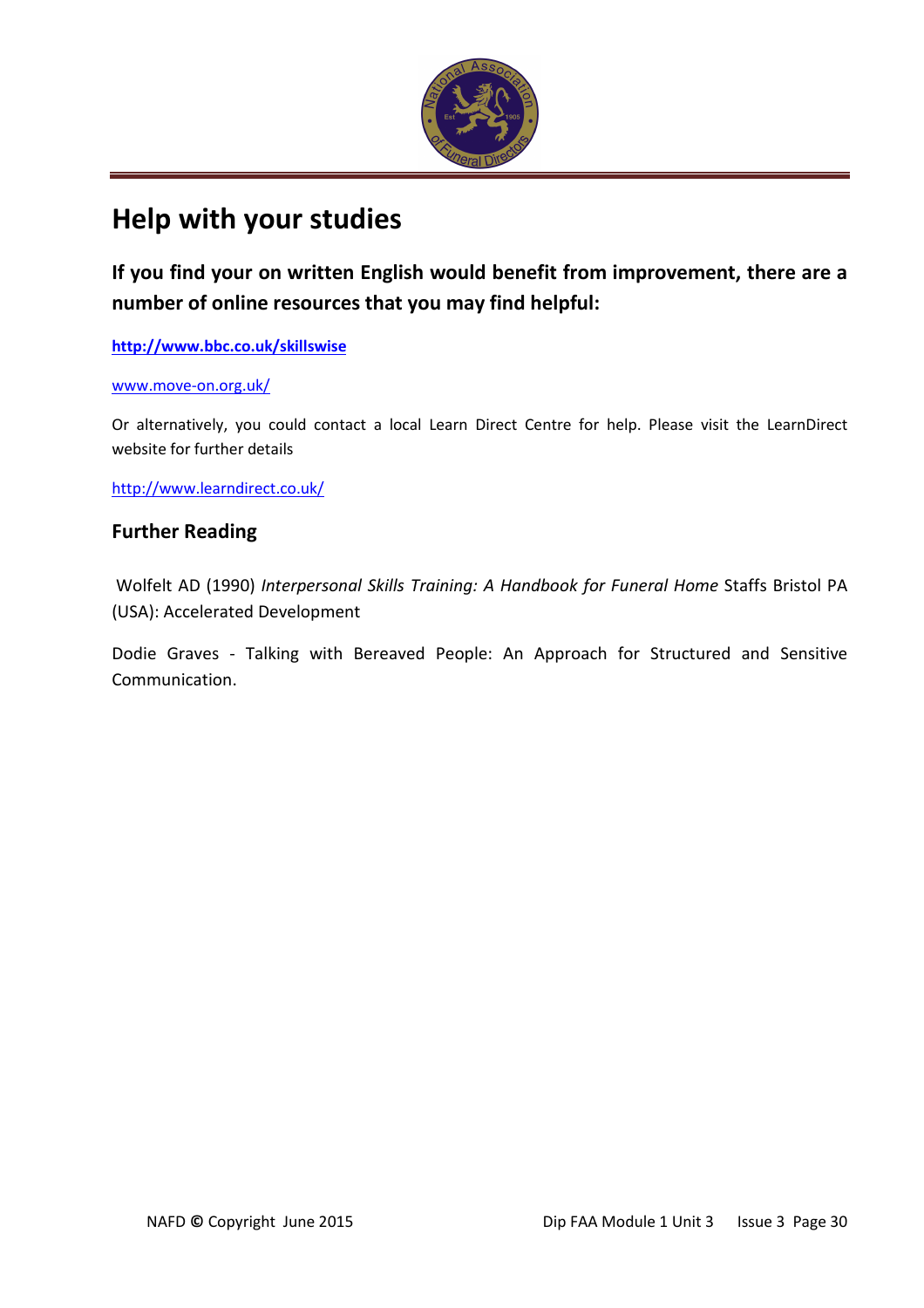# Help with your studies

**If you find your on written English would benefit from improvement, there are a number of online resources that you may find helpful:**

**http://www.bbc.co.uk/skillswise**

www.move-on.org.uk/

Or alternatively, you could contact a local Learn Direct Centre for help. Please visit the LearnDirect website for further details

http://www.learndirect.co.uk/

## Further Reading

Wolfelt AD (1990) *Interpersonal Skills Training: A Handbook for Funeral Home* Staffs Bristol PA (USA): Accelerated Development

Dodie Graves - Talking with Bereaved People: An Approach for Structured and Sensitive Communication.